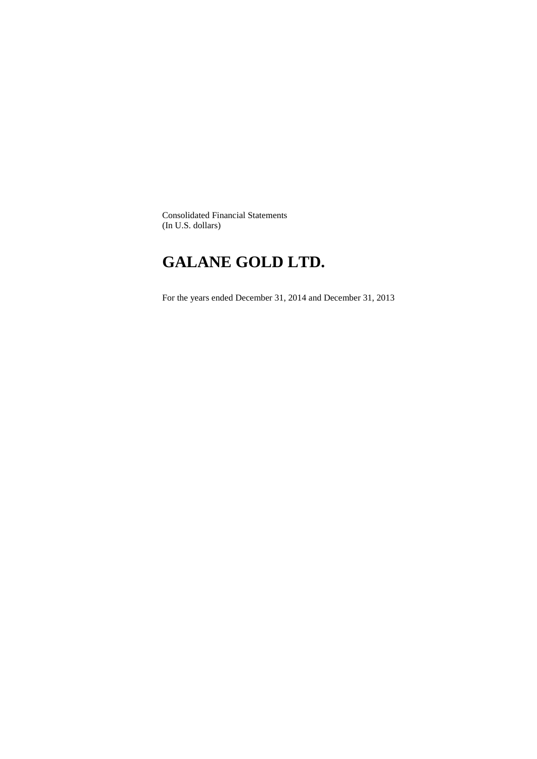Consolidated Financial Statements
(In U.S. dollars)

# GALANE GOLD LTD.

For the years ended December 31, 2014 and December 31, 2013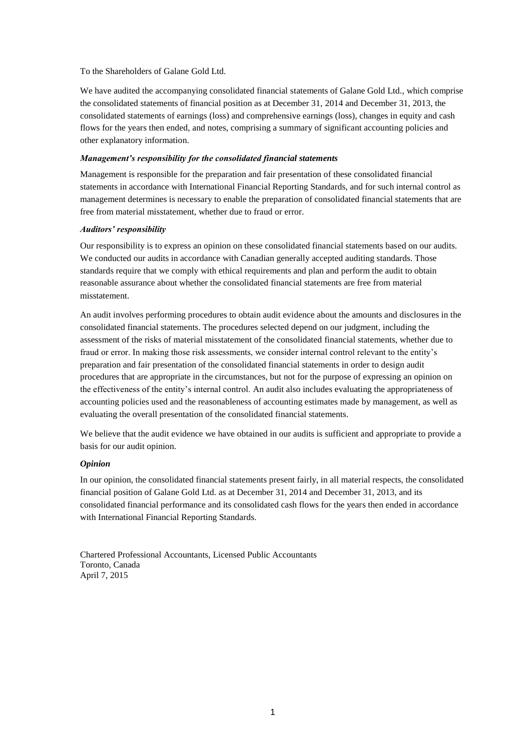To the Shareholders of Galane Gold Ltd.

We have audited the accompanying consolidated financial statements of Galane Gold Ltd., which comprise the consolidated statements of financial position as at December 31, 2014 and December 31, 2013, the consolidated statements of earnings (loss) and comprehensive earnings (loss), changes in equity and cash flows for the years then ended, and notes, comprising a summary of significant accounting policies and other explanatory information.

***Management's responsibility for the consolidated financial statements***

Management is responsible for the preparation and fair presentation of these consolidated financial statements in accordance with International Financial Reporting Standards, and for such internal control as management determines is necessary to enable the preparation of consolidated financial statements that are free from material misstatement, whether due to fraud or error.

***Auditors' responsibility***

Our responsibility is to express an opinion on these consolidated financial statements based on our audits. We conducted our audits in accordance with Canadian generally accepted auditing standards. Those standards require that we comply with ethical requirements and plan and perform the audit to obtain reasonable assurance about whether the consolidated financial statements are free from material misstatement.

An audit involves performing procedures to obtain audit evidence about the amounts and disclosures in the consolidated financial statements. The procedures selected depend on our judgment, including the assessment of the risks of material misstatement of the consolidated financial statements, whether due to fraud or error. In making those risk assessments, we consider internal control relevant to the entity's preparation and fair presentation of the consolidated financial statements in order to design audit procedures that are appropriate in the circumstances, but not for the purpose of expressing an opinion on the effectiveness of the entity's internal control. An audit also includes evaluating the appropriateness of accounting policies used and the reasonableness of accounting estimates made by management, as well as evaluating the overall presentation of the consolidated financial statements.

We believe that the audit evidence we have obtained in our audits is sufficient and appropriate to provide a basis for our audit opinion.

***Opinion***

In our opinion, the consolidated financial statements present fairly, in all material respects, the consolidated financial position of Galane Gold Ltd. as at December 31, 2014 and December 31, 2013, and its consolidated financial performance and its consolidated cash flows for the years then ended in accordance with International Financial Reporting Standards.

Chartered Professional Accountants, Licensed Public Accountants
Toronto, Canada
April 7, 2015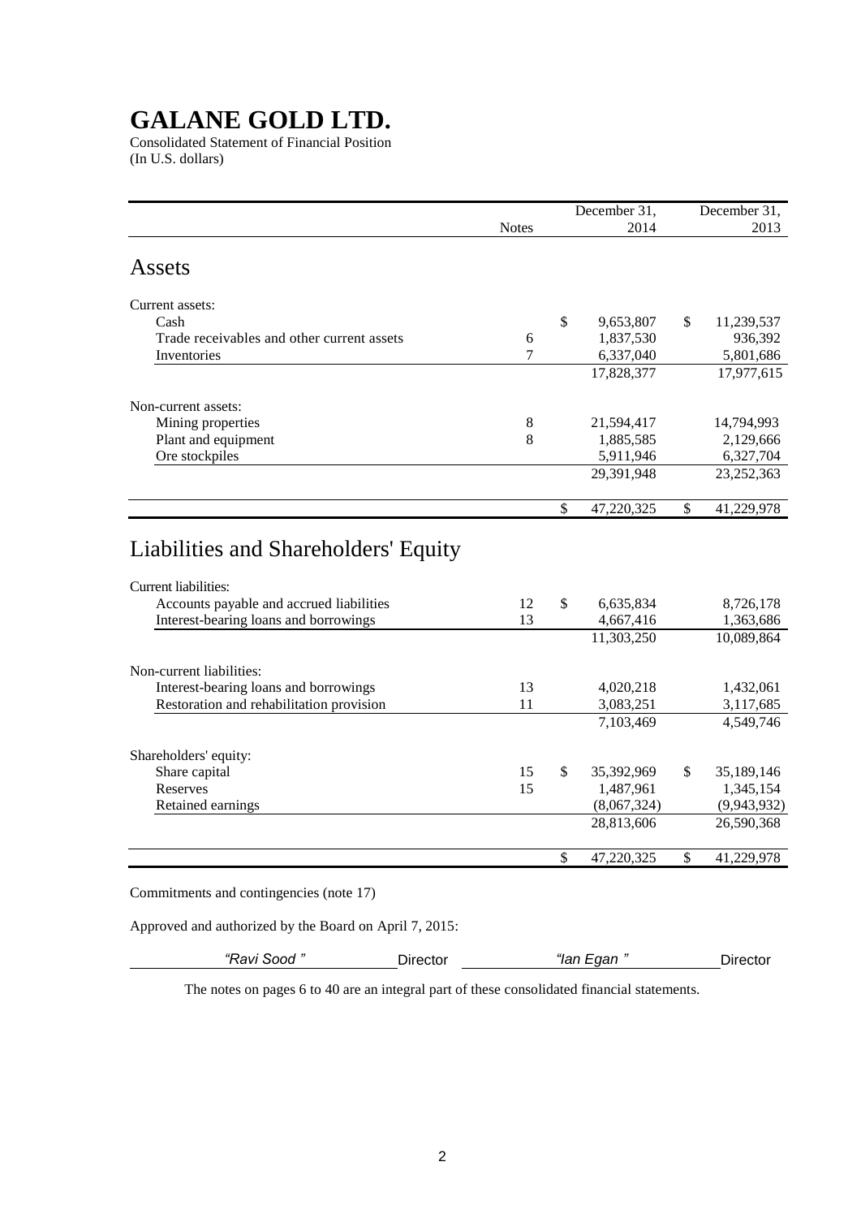# GALANE GOLD LTD.

Consolidated Statement of Financial Position
(In U.S. dollars)

| | Notes | December 31, 2014 | December 31, 2013 |
|---|---|---|---|
| **Assets** | | | |
| Current assets: | | | |
| Cash | | $ 9,653,807 | $ 11,239,537 |
| Trade receivables and other current assets | 6 | 1,837,530 | 936,392 |
| Inventories | 7 | 6,337,040 | 5,801,686 |
| | | 17,828,377 | 17,977,615 |
| Non-current assets: | | | |
| Mining properties | 8 | 21,594,417 | 14,794,993 |
| Plant and equipment | 8 | 1,885,585 | 2,129,666 |
| Ore stockpiles | | 5,911,946 | 6,327,704 |
| | | 29,391,948 | 23,252,363 |
| | | $ 47,220,325 | $ 41,229,978 |
| **Liabilities and Shareholders' Equity** | | | |
| Current liabilities: | | | |
| Accounts payable and accrued liabilities | 12 | $ 6,635,834 | 8,726,178 |
| Interest-bearing loans and borrowings | 13 | 4,667,416 | 1,363,686 |
| | | 11,303,250 | 10,089,864 |
| Non-current liabilities: | | | |
| Interest-bearing loans and borrowings | 13 | 4,020,218 | 1,432,061 |
| Restoration and rehabilitation provision | 11 | 3,083,251 | 3,117,685 |
| | | 7,103,469 | 4,549,746 |
| Shareholders' equity: | | | |
| Share capital | 15 | $ 35,392,969 | $ 35,189,146 |
| Reserves | 15 | 1,487,961 | 1,345,154 |
| Retained earnings | | (8,067,324) | (9,943,932) |
| | | 28,813,606 | 26,590,368 |
| | | $ 47,220,325 | $ 41,229,978 |

Commitments and contingencies (note 17)

Approved and authorized by the Board on April 7, 2015:

*"Ravi Sood"* Director &nbsp;&nbsp;&nbsp; *"Ian Egan"* Director

The notes on pages 6 to 40 are an integral part of these consolidated financial statements.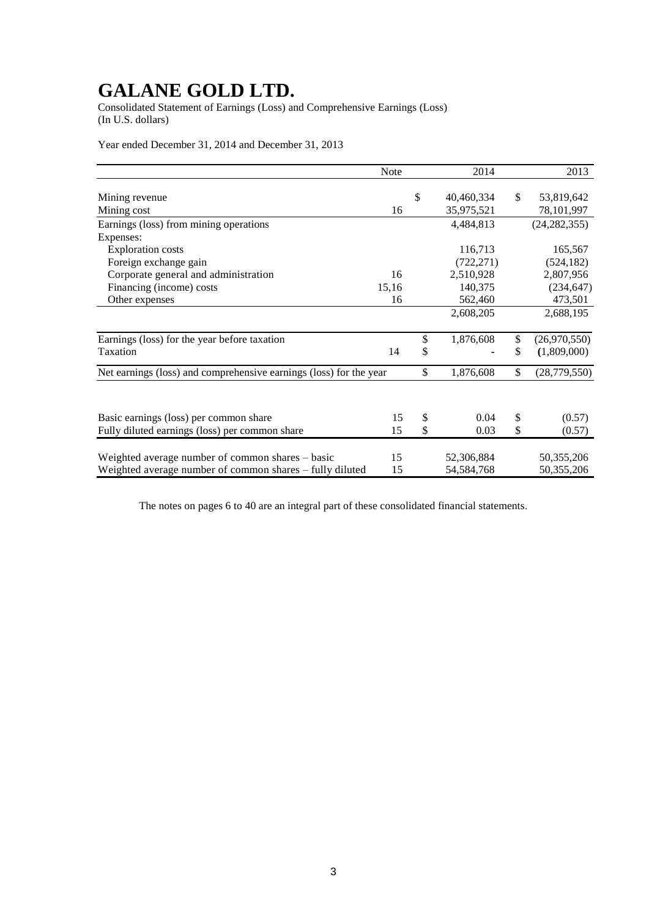# GALANE GOLD LTD.

Consolidated Statement of Earnings (Loss) and Comprehensive Earnings (Loss)
(In U.S. dollars)

Year ended December 31, 2014 and December 31, 2013

| | Note | 2014 | 2013 |
|---|---|---|---|
| Mining revenue | | $ 40,460,334 | $ 53,819,642 |
| Mining cost | 16 | 35,975,521 | 78,101,997 |
| Earnings (loss) from mining operations | | 4,484,813 | (24,282,355) |
| Expenses: | | | |
| Exploration costs | | 116,713 | 165,567 |
| Foreign exchange gain | | (722,271) | (524,182) |
| Corporate general and administration | 16 | 2,510,928 | 2,807,956 |
| Financing (income) costs | 15,16 | 140,375 | (234,647) |
| Other expenses | 16 | 562,460 | 473,501 |
| | | 2,608,205 | 2,688,195 |
| Earnings (loss) for the year before taxation | | $ 1,876,608 | $ (26,970,550) |
| Taxation | 14 | $ - | $ (1,809,000) |
| Net earnings (loss) and comprehensive earnings (loss) for the year | | $ 1,876,608 | $ (28,779,550) |
| Basic earnings (loss) per common share | 15 | $ 0.04 | $ (0.57) |
| Fully diluted earnings (loss) per common share | 15 | $ 0.03 | $ (0.57) |
| Weighted average number of common shares – basic | 15 | 52,306,884 | 50,355,206 |
| Weighted average number of common shares – fully diluted | 15 | 54,584,768 | 50,355,206 |

The notes on pages 6 to 40 are an integral part of these consolidated financial statements.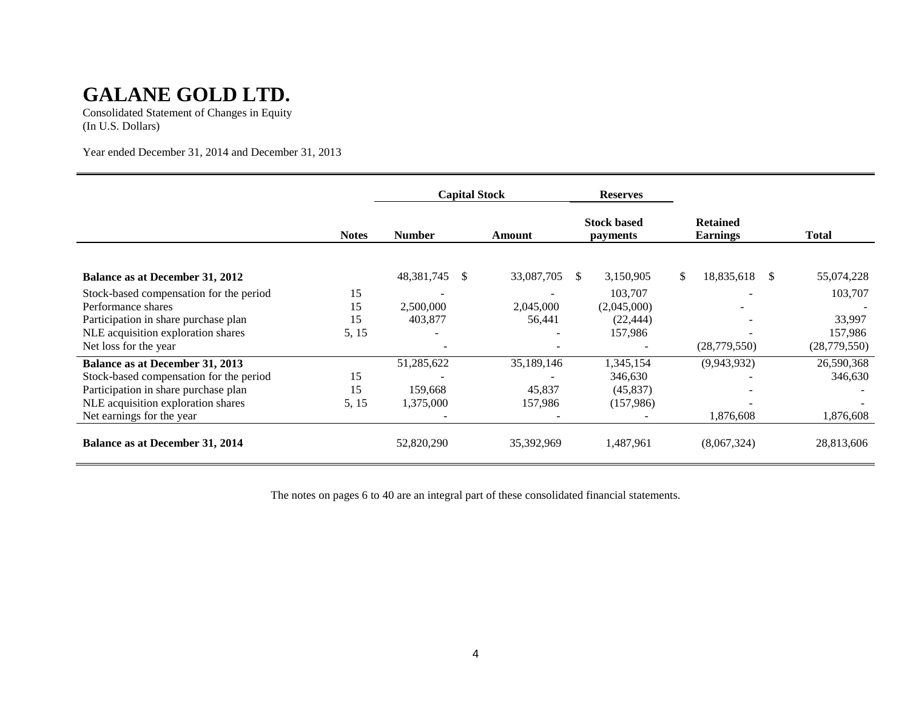# GALANE GOLD LTD.

Consolidated Statement of Changes in Equity
(In U.S. Dollars)

Year ended December 31, 2014 and December 31, 2013

| | | Capital Stock | | Reserves | | |
|---|---|---|---|---|---|---|
| | **Notes** | **Number** | **Amount** | **Stock based payments** | **Retained Earnings** | **Total** |
| **Balance as at December 31, 2012** | | 48,381,745 | $ 33,087,705 | $ 3,150,905 | $ 18,835,618 | $ 55,074,228 |
| Stock-based compensation for the period | 15 | - | - | 103,707 | - | 103,707 |
| Performance shares | 15 | 2,500,000 | 2,045,000 | (2,045,000) | - | - |
| Participation in share purchase plan | 15 | 403,877 | 56,441 | (22,444) | - | 33,997 |
| NLE acquisition exploration shares | 5, 15 | - | - | 157,986 | - | 157,986 |
| Net loss for the year | | - | - | - | (28,779,550) | (28,779,550) |
| **Balance as at December 31, 2013** | | 51,285,622 | 35,189,146 | 1,345,154 | (9,943,932) | 26,590,368 |
| Stock-based compensation for the period | 15 | - | - | 346,630 | - | 346,630 |
| Participation in share purchase plan | 15 | 159,668 | 45,837 | (45,837) | - | - |
| NLE acquisition exploration shares | 5, 15 | 1,375,000 | 157,986 | (157,986) | - | - |
| Net earnings for the year | | - | - | - | 1,876,608 | 1,876,608 |
| **Balance as at December 31, 2014** | | 52,820,290 | 35,392,969 | 1,487,961 | (8,067,324) | 28,813,606 |

The notes on pages 6 to 40 are an integral part of these consolidated financial statements.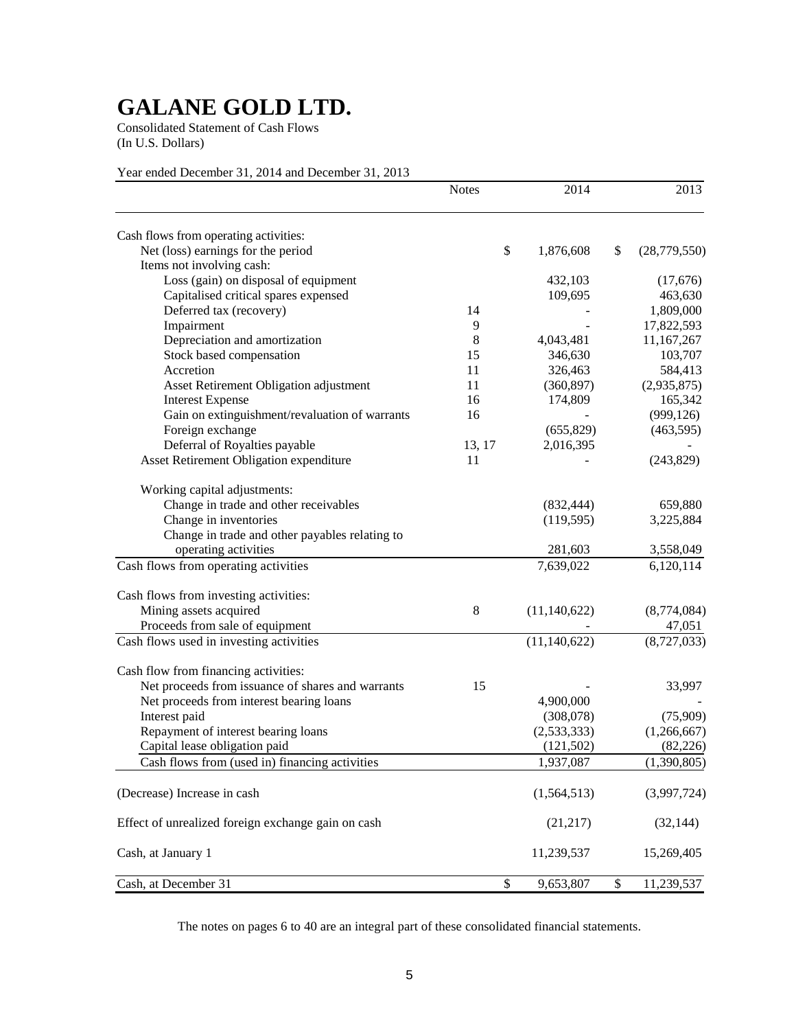# GALANE GOLD LTD.

Consolidated Statement of Cash Flows
(In U.S. Dollars)

Year ended December 31, 2014 and December 31, 2013

| | Notes | 2014 | 2013 |
|---|---|---|---|
| Cash flows from operating activities: | | | |
| Net (loss) earnings for the period | | $ 1,876,608 | $ (28,779,550) |
| Items not involving cash: | | | |
| Loss (gain) on disposal of equipment | | 432,103 | (17,676) |
| Capitalised critical spares expensed | | 109,695 | 463,630 |
| Deferred tax (recovery) | 14 | - | 1,809,000 |
| Impairment | 9 | - | 17,822,593 |
| Depreciation and amortization | 8 | 4,043,481 | 11,167,267 |
| Stock based compensation | 15 | 346,630 | 103,707 |
| Accretion | 11 | 326,463 | 584,413 |
| Asset Retirement Obligation adjustment | 11 | (360,897) | (2,935,875) |
| Interest Expense | 16 | 174,809 | 165,342 |
| Gain on extinguishment/revaluation of warrants | 16 | - | (999,126) |
| Foreign exchange | | (655,829) | (463,595) |
| Deferral of Royalties payable | 13, 17 | 2,016,395 | - |
| Asset Retirement Obligation expenditure | 11 | - | (243,829) |
| Working capital adjustments: | | | |
| Change in trade and other receivables | | (832,444) | 659,880 |
| Change in inventories | | (119,595) | 3,225,884 |
| Change in trade and other payables relating to operating activities | | 281,603 | 3,558,049 |
| Cash flows from operating activities | | 7,639,022 | 6,120,114 |
| Cash flows from investing activities: | | | |
| Mining assets acquired | 8 | (11,140,622) | (8,774,084) |
| Proceeds from sale of equipment | | - | 47,051 |
| Cash flows used in investing activities | | (11,140,622) | (8,727,033) |
| Cash flow from financing activities: | | | |
| Net proceeds from issuance of shares and warrants | 15 | - | 33,997 |
| Net proceeds from interest bearing loans | | 4,900,000 | - |
| Interest paid | | (308,078) | (75,909) |
| Repayment of interest bearing loans | | (2,533,333) | (1,266,667) |
| Capital lease obligation paid | | (121,502) | (82,226) |
| Cash flows from (used in) financing activities | | 1,937,087 | (1,390,805) |
| (Decrease) Increase in cash | | (1,564,513) | (3,997,724) |
| Effect of unrealized foreign exchange gain on cash | | (21,217) | (32,144) |
| Cash, at January 1 | | 11,239,537 | 15,269,405 |
| Cash, at December 31 | | $ 9,653,807 | $ 11,239,537 |

The notes on pages 6 to 40 are an integral part of these consolidated financial statements.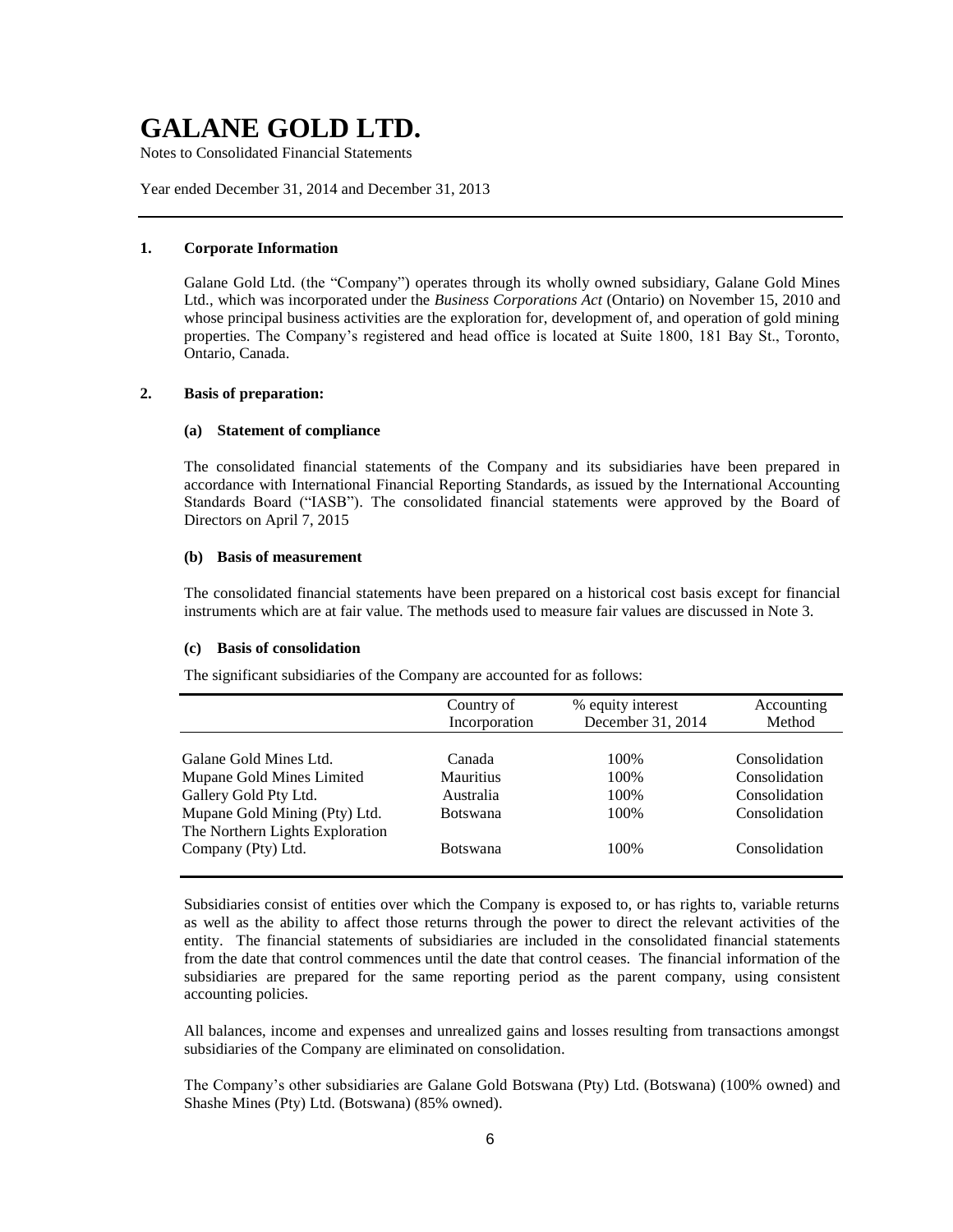# GALANE GOLD LTD.

Notes to Consolidated Financial Statements

Year ended December 31, 2014 and December 31, 2013

## 1. Corporate Information

Galane Gold Ltd. (the "Company") operates through its wholly owned subsidiary, Galane Gold Mines Ltd., which was incorporated under the *Business Corporations Act* (Ontario) on November 15, 2010 and whose principal business activities are the exploration for, development of, and operation of gold mining properties. The Company's registered and head office is located at Suite 1800, 181 Bay St., Toronto, Ontario, Canada.

## 2. Basis of preparation:

### (a) Statement of compliance

The consolidated financial statements of the Company and its subsidiaries have been prepared in accordance with International Financial Reporting Standards, as issued by the International Accounting Standards Board ("IASB"). The consolidated financial statements were approved by the Board of Directors on April 7, 2015

### (b) Basis of measurement

The consolidated financial statements have been prepared on a historical cost basis except for financial instruments which are at fair value. The methods used to measure fair values are discussed in Note 3.

### (c) Basis of consolidation

The significant subsidiaries of the Company are accounted for as follows:

| | Country of Incorporation | % equity interest December 31, 2014 | Accounting Method |
|---|---|---|---|
| Galane Gold Mines Ltd. | Canada | 100% | Consolidation |
| Mupane Gold Mines Limited | Mauritius | 100% | Consolidation |
| Gallery Gold Pty Ltd. | Australia | 100% | Consolidation |
| Mupane Gold Mining (Pty) Ltd. | Botswana | 100% | Consolidation |
| The Northern Lights Exploration Company (Pty) Ltd. | Botswana | 100% | Consolidation |

Subsidiaries consist of entities over which the Company is exposed to, or has rights to, variable returns as well as the ability to affect those returns through the power to direct the relevant activities of the entity. The financial statements of subsidiaries are included in the consolidated financial statements from the date that control commences until the date that control ceases. The financial information of the subsidiaries are prepared for the same reporting period as the parent company, using consistent accounting policies.

All balances, income and expenses and unrealized gains and losses resulting from transactions amongst subsidiaries of the Company are eliminated on consolidation.

The Company's other subsidiaries are Galane Gold Botswana (Pty) Ltd. (Botswana) (100% owned) and Shashe Mines (Pty) Ltd. (Botswana) (85% owned).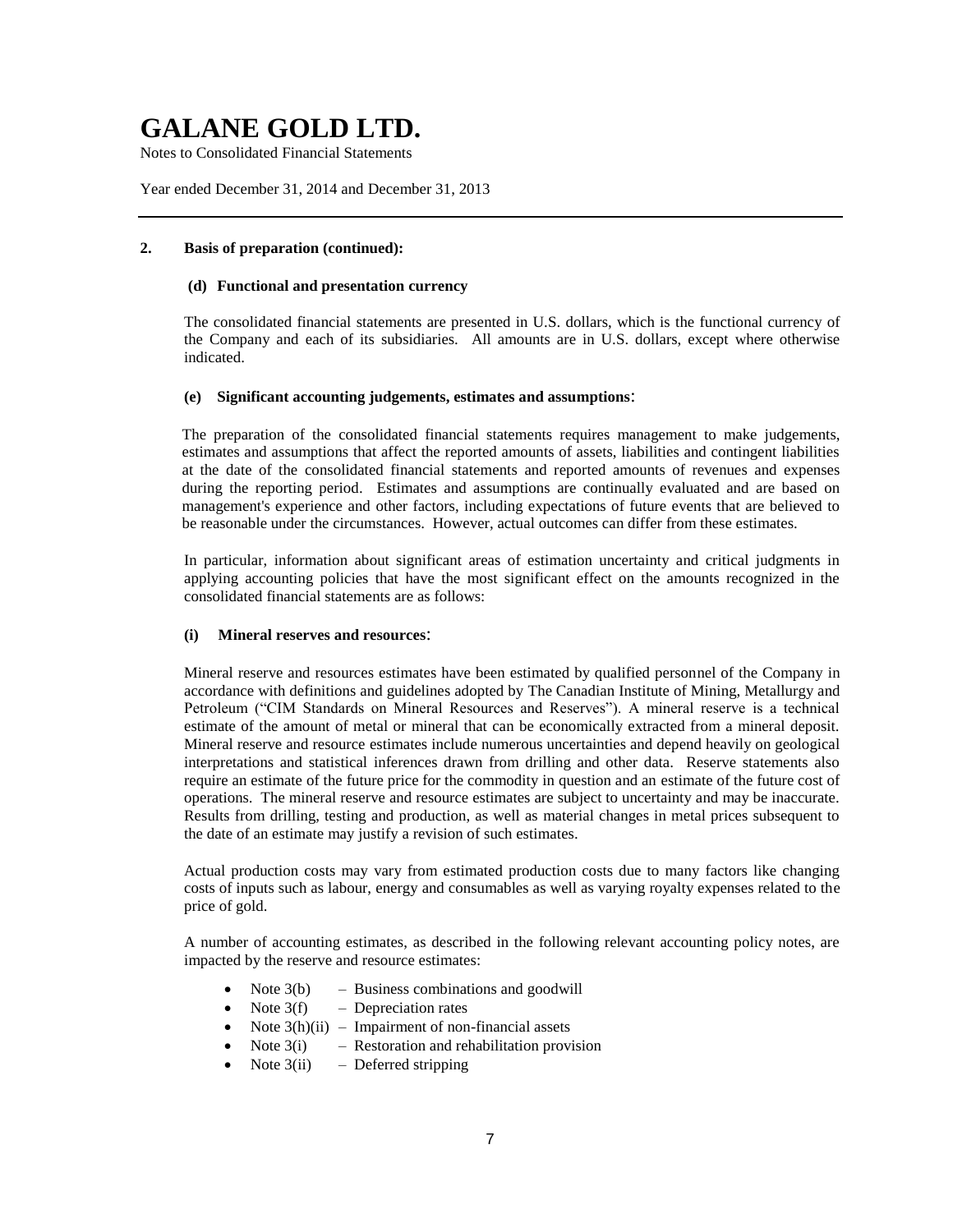## 2. Basis of preparation (continued):

### (d) Functional and presentation currency

The consolidated financial statements are presented in U.S. dollars, which is the functional currency of the Company and each of its subsidiaries. All amounts are in U.S. dollars, except where otherwise indicated.

### (e) Significant accounting judgements, estimates and assumptions:

The preparation of the consolidated financial statements requires management to make judgements, estimates and assumptions that affect the reported amounts of assets, liabilities and contingent liabilities at the date of the consolidated financial statements and reported amounts of revenues and expenses during the reporting period. Estimates and assumptions are continually evaluated and are based on management's experience and other factors, including expectations of future events that are believed to be reasonable under the circumstances. However, actual outcomes can differ from these estimates.

In particular, information about significant areas of estimation uncertainty and critical judgments in applying accounting policies that have the most significant effect on the amounts recognized in the consolidated financial statements are as follows:

#### (i) Mineral reserves and resources:

Mineral reserve and resources estimates have been estimated by qualified personnel of the Company in accordance with definitions and guidelines adopted by The Canadian Institute of Mining, Metallurgy and Petroleum ("CIM Standards on Mineral Resources and Reserves"). A mineral reserve is a technical estimate of the amount of metal or mineral that can be economically extracted from a mineral deposit. Mineral reserve and resource estimates include numerous uncertainties and depend heavily on geological interpretations and statistical inferences drawn from drilling and other data. Reserve statements also require an estimate of the future price for the commodity in question and an estimate of the future cost of operations. The mineral reserve and resource estimates are subject to uncertainty and may be inaccurate. Results from drilling, testing and production, as well as material changes in metal prices subsequent to the date of an estimate may justify a revision of such estimates.

Actual production costs may vary from estimated production costs due to many factors like changing costs of inputs such as labour, energy and consumables as well as varying royalty expenses related to the price of gold.

A number of accounting estimates, as described in the following relevant accounting policy notes, are impacted by the reserve and resource estimates:

- Note 3(b) – Business combinations and goodwill
- Note 3(f) – Depreciation rates
- Note 3(h)(ii) – Impairment of non-financial assets
- Note 3(i) – Restoration and rehabilitation provision
- Note 3(ii) – Deferred stripping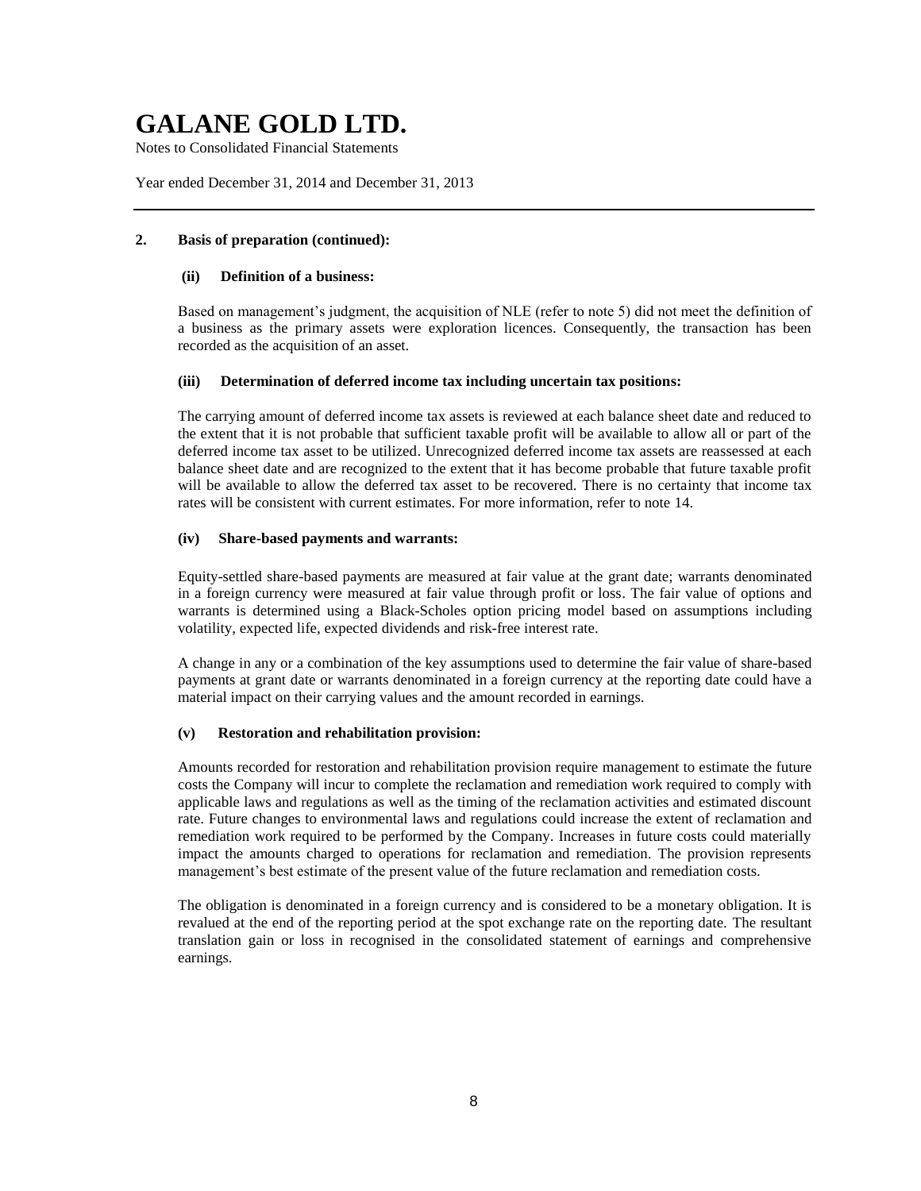## 2. Basis of preparation (continued):

### (ii) Definition of a business:

Based on management's judgment, the acquisition of NLE (refer to note 5) did not meet the definition of a business as the primary assets were exploration licences. Consequently, the transaction has been recorded as the acquisition of an asset.

### (iii) Determination of deferred income tax including uncertain tax positions:

The carrying amount of deferred income tax assets is reviewed at each balance sheet date and reduced to the extent that it is not probable that sufficient taxable profit will be available to allow all or part of the deferred income tax asset to be utilized. Unrecognized deferred income tax assets are reassessed at each balance sheet date and are recognized to the extent that it has become probable that future taxable profit will be available to allow the deferred tax asset to be recovered. There is no certainty that income tax rates will be consistent with current estimates. For more information, refer to note 14.

### (iv) Share-based payments and warrants:

Equity-settled share-based payments are measured at fair value at the grant date; warrants denominated in a foreign currency were measured at fair value through profit or loss. The fair value of options and warrants is determined using a Black-Scholes option pricing model based on assumptions including volatility, expected life, expected dividends and risk-free interest rate.

A change in any or a combination of the key assumptions used to determine the fair value of share-based payments at grant date or warrants denominated in a foreign currency at the reporting date could have a material impact on their carrying values and the amount recorded in earnings.

### (v) Restoration and rehabilitation provision:

Amounts recorded for restoration and rehabilitation provision require management to estimate the future costs the Company will incur to complete the reclamation and remediation work required to comply with applicable laws and regulations as well as the timing of the reclamation activities and estimated discount rate. Future changes to environmental laws and regulations could increase the extent of reclamation and remediation work required to be performed by the Company. Increases in future costs could materially impact the amounts charged to operations for reclamation and remediation. The provision represents management's best estimate of the present value of the future reclamation and remediation costs.

The obligation is denominated in a foreign currency and is considered to be a monetary obligation. It is revalued at the end of the reporting period at the spot exchange rate on the reporting date. The resultant translation gain or loss in recognised in the consolidated statement of earnings and comprehensive earnings.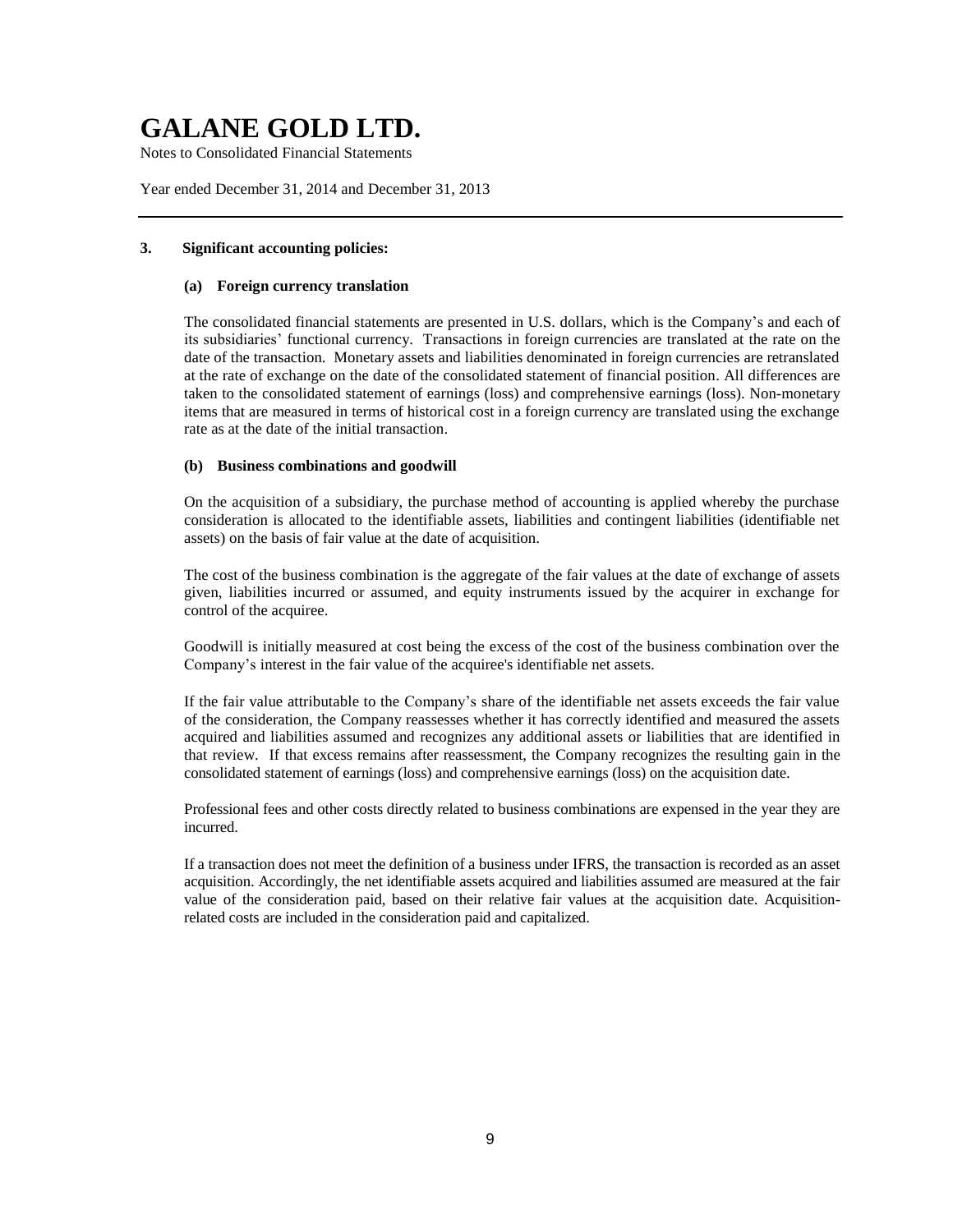### 3. Significant accounting policies:

#### (a) Foreign currency translation

The consolidated financial statements are presented in U.S. dollars, which is the Company's and each of its subsidiaries' functional currency. Transactions in foreign currencies are translated at the rate on the date of the transaction. Monetary assets and liabilities denominated in foreign currencies are retranslated at the rate of exchange on the date of the consolidated statement of financial position. All differences are taken to the consolidated statement of earnings (loss) and comprehensive earnings (loss). Non-monetary items that are measured in terms of historical cost in a foreign currency are translated using the exchange rate as at the date of the initial transaction.

#### (b) Business combinations and goodwill

On the acquisition of a subsidiary, the purchase method of accounting is applied whereby the purchase consideration is allocated to the identifiable assets, liabilities and contingent liabilities (identifiable net assets) on the basis of fair value at the date of acquisition.

The cost of the business combination is the aggregate of the fair values at the date of exchange of assets given, liabilities incurred or assumed, and equity instruments issued by the acquirer in exchange for control of the acquiree.

Goodwill is initially measured at cost being the excess of the cost of the business combination over the Company's interest in the fair value of the acquiree's identifiable net assets.

If the fair value attributable to the Company's share of the identifiable net assets exceeds the fair value of the consideration, the Company reassesses whether it has correctly identified and measured the assets acquired and liabilities assumed and recognizes any additional assets or liabilities that are identified in that review. If that excess remains after reassessment, the Company recognizes the resulting gain in the consolidated statement of earnings (loss) and comprehensive earnings (loss) on the acquisition date.

Professional fees and other costs directly related to business combinations are expensed in the year they are incurred.

If a transaction does not meet the definition of a business under IFRS, the transaction is recorded as an asset acquisition. Accordingly, the net identifiable assets acquired and liabilities assumed are measured at the fair value of the consideration paid, based on their relative fair values at the acquisition date. Acquisition-related costs are included in the consideration paid and capitalized.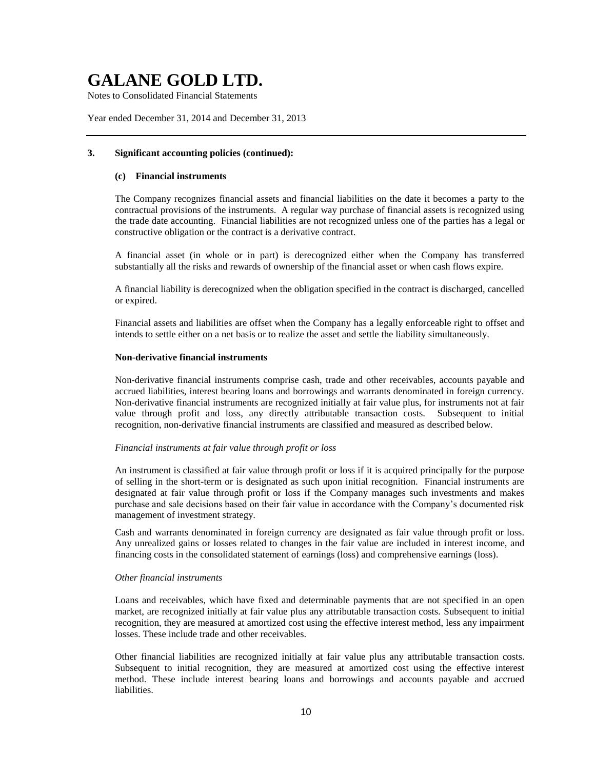### 3. Significant accounting policies (continued):

#### (c) Financial instruments

The Company recognizes financial assets and financial liabilities on the date it becomes a party to the contractual provisions of the instruments. A regular way purchase of financial assets is recognized using the trade date accounting. Financial liabilities are not recognized unless one of the parties has a legal or constructive obligation or the contract is a derivative contract.

A financial asset (in whole or in part) is derecognized either when the Company has transferred substantially all the risks and rewards of ownership of the financial asset or when cash flows expire.

A financial liability is derecognized when the obligation specified in the contract is discharged, cancelled or expired.

Financial assets and liabilities are offset when the Company has a legally enforceable right to offset and intends to settle either on a net basis or to realize the asset and settle the liability simultaneously.

**Non-derivative financial instruments**

Non-derivative financial instruments comprise cash, trade and other receivables, accounts payable and accrued liabilities, interest bearing loans and borrowings and warrants denominated in foreign currency. Non-derivative financial instruments are recognized initially at fair value plus, for instruments not at fair value through profit and loss, any directly attributable transaction costs. Subsequent to initial recognition, non-derivative financial instruments are classified and measured as described below.

*Financial instruments at fair value through profit or loss*

An instrument is classified at fair value through profit or loss if it is acquired principally for the purpose of selling in the short-term or is designated as such upon initial recognition. Financial instruments are designated at fair value through profit or loss if the Company manages such investments and makes purchase and sale decisions based on their fair value in accordance with the Company's documented risk management of investment strategy.

Cash and warrants denominated in foreign currency are designated as fair value through profit or loss. Any unrealized gains or losses related to changes in the fair value are included in interest income, and financing costs in the consolidated statement of earnings (loss) and comprehensive earnings (loss).

*Other financial instruments*

Loans and receivables, which have fixed and determinable payments that are not specified in an open market, are recognized initially at fair value plus any attributable transaction costs. Subsequent to initial recognition, they are measured at amortized cost using the effective interest method, less any impairment losses. These include trade and other receivables.

Other financial liabilities are recognized initially at fair value plus any attributable transaction costs. Subsequent to initial recognition, they are measured at amortized cost using the effective interest method. These include interest bearing loans and borrowings and accounts payable and accrued liabilities.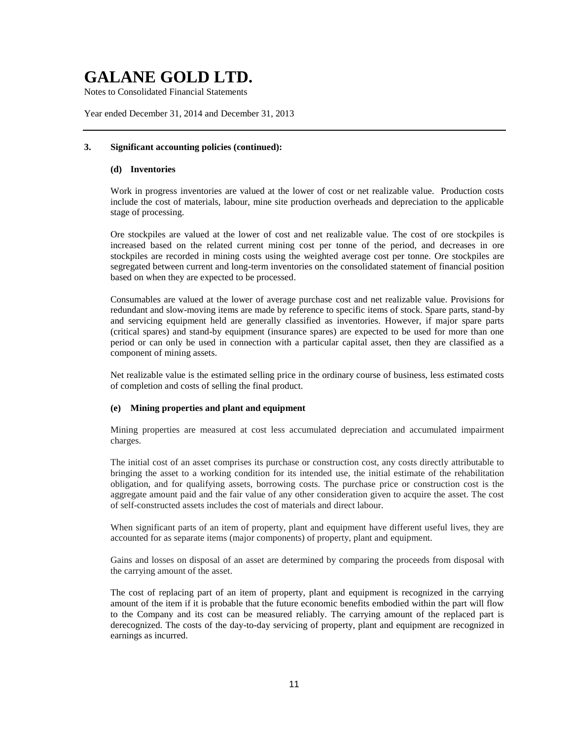### 3. Significant accounting policies (continued):

#### (d) Inventories

Work in progress inventories are valued at the lower of cost or net realizable value. Production costs include the cost of materials, labour, mine site production overheads and depreciation to the applicable stage of processing.

Ore stockpiles are valued at the lower of cost and net realizable value. The cost of ore stockpiles is increased based on the related current mining cost per tonne of the period, and decreases in ore stockpiles are recorded in mining costs using the weighted average cost per tonne. Ore stockpiles are segregated between current and long-term inventories on the consolidated statement of financial position based on when they are expected to be processed.

Consumables are valued at the lower of average purchase cost and net realizable value. Provisions for redundant and slow-moving items are made by reference to specific items of stock. Spare parts, stand-by and servicing equipment held are generally classified as inventories. However, if major spare parts (critical spares) and stand-by equipment (insurance spares) are expected to be used for more than one period or can only be used in connection with a particular capital asset, then they are classified as a component of mining assets.

Net realizable value is the estimated selling price in the ordinary course of business, less estimated costs of completion and costs of selling the final product.

#### (e) Mining properties and plant and equipment

Mining properties are measured at cost less accumulated depreciation and accumulated impairment charges.

The initial cost of an asset comprises its purchase or construction cost, any costs directly attributable to bringing the asset to a working condition for its intended use, the initial estimate of the rehabilitation obligation, and for qualifying assets, borrowing costs. The purchase price or construction cost is the aggregate amount paid and the fair value of any other consideration given to acquire the asset. The cost of self-constructed assets includes the cost of materials and direct labour.

When significant parts of an item of property, plant and equipment have different useful lives, they are accounted for as separate items (major components) of property, plant and equipment.

Gains and losses on disposal of an asset are determined by comparing the proceeds from disposal with the carrying amount of the asset.

The cost of replacing part of an item of property, plant and equipment is recognized in the carrying amount of the item if it is probable that the future economic benefits embodied within the part will flow to the Company and its cost can be measured reliably. The carrying amount of the replaced part is derecognized. The costs of the day-to-day servicing of property, plant and equipment are recognized in earnings as incurred.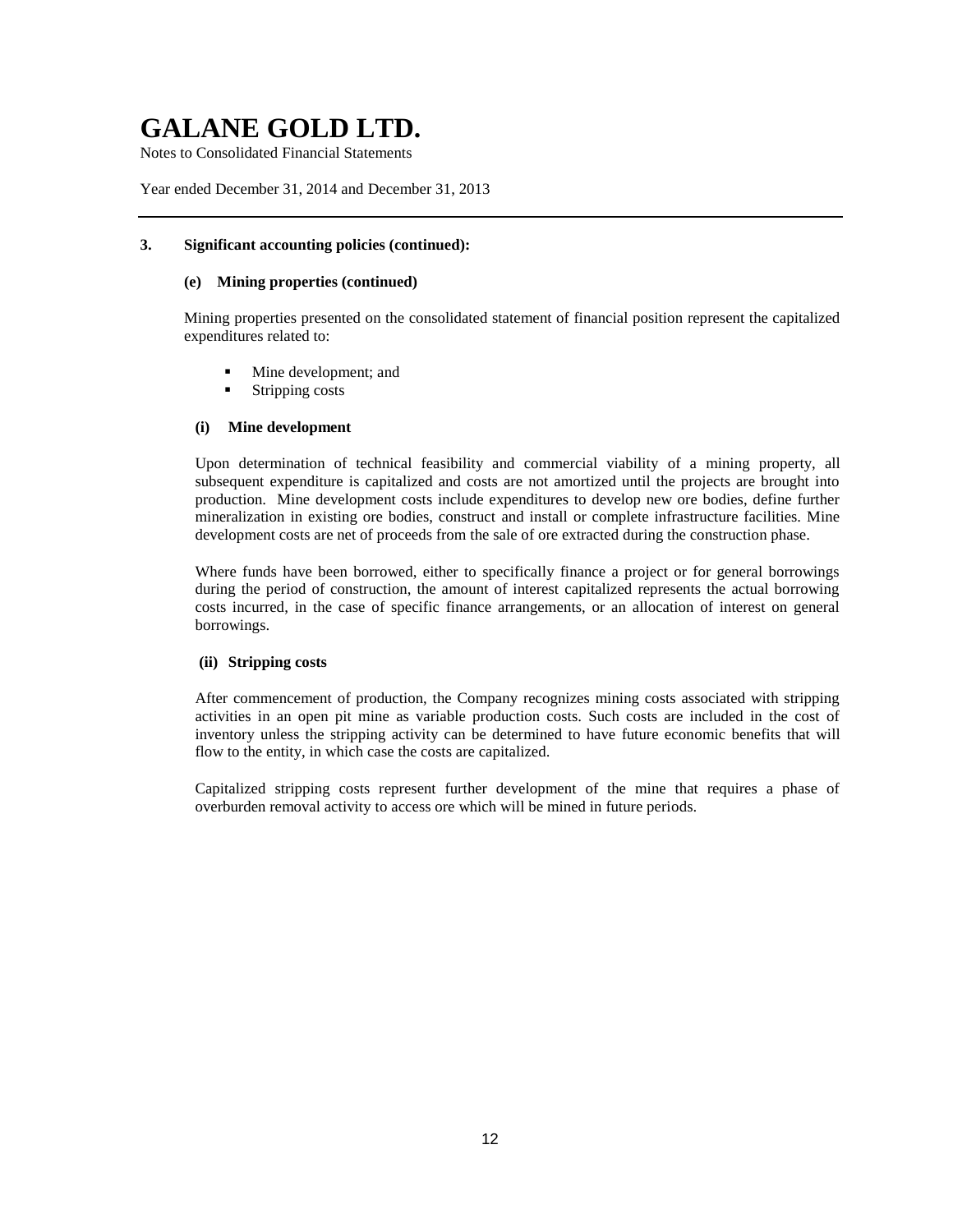# GALANE GOLD LTD.

Notes to Consolidated Financial Statements

Year ended December 31, 2014 and December 31, 2013

## 3. Significant accounting policies (continued):

### (e) Mining properties (continued)

Mining properties presented on the consolidated statement of financial position represent the capitalized expenditures related to:

- Mine development; and
- Stripping costs

#### (i) Mine development

Upon determination of technical feasibility and commercial viability of a mining property, all subsequent expenditure is capitalized and costs are not amortized until the projects are brought into production. Mine development costs include expenditures to develop new ore bodies, define further mineralization in existing ore bodies, construct and install or complete infrastructure facilities. Mine development costs are net of proceeds from the sale of ore extracted during the construction phase.

Where funds have been borrowed, either to specifically finance a project or for general borrowings during the period of construction, the amount of interest capitalized represents the actual borrowing costs incurred, in the case of specific finance arrangements, or an allocation of interest on general borrowings.

#### (ii) Stripping costs

After commencement of production, the Company recognizes mining costs associated with stripping activities in an open pit mine as variable production costs. Such costs are included in the cost of inventory unless the stripping activity can be determined to have future economic benefits that will flow to the entity, in which case the costs are capitalized.

Capitalized stripping costs represent further development of the mine that requires a phase of overburden removal activity to access ore which will be mined in future periods.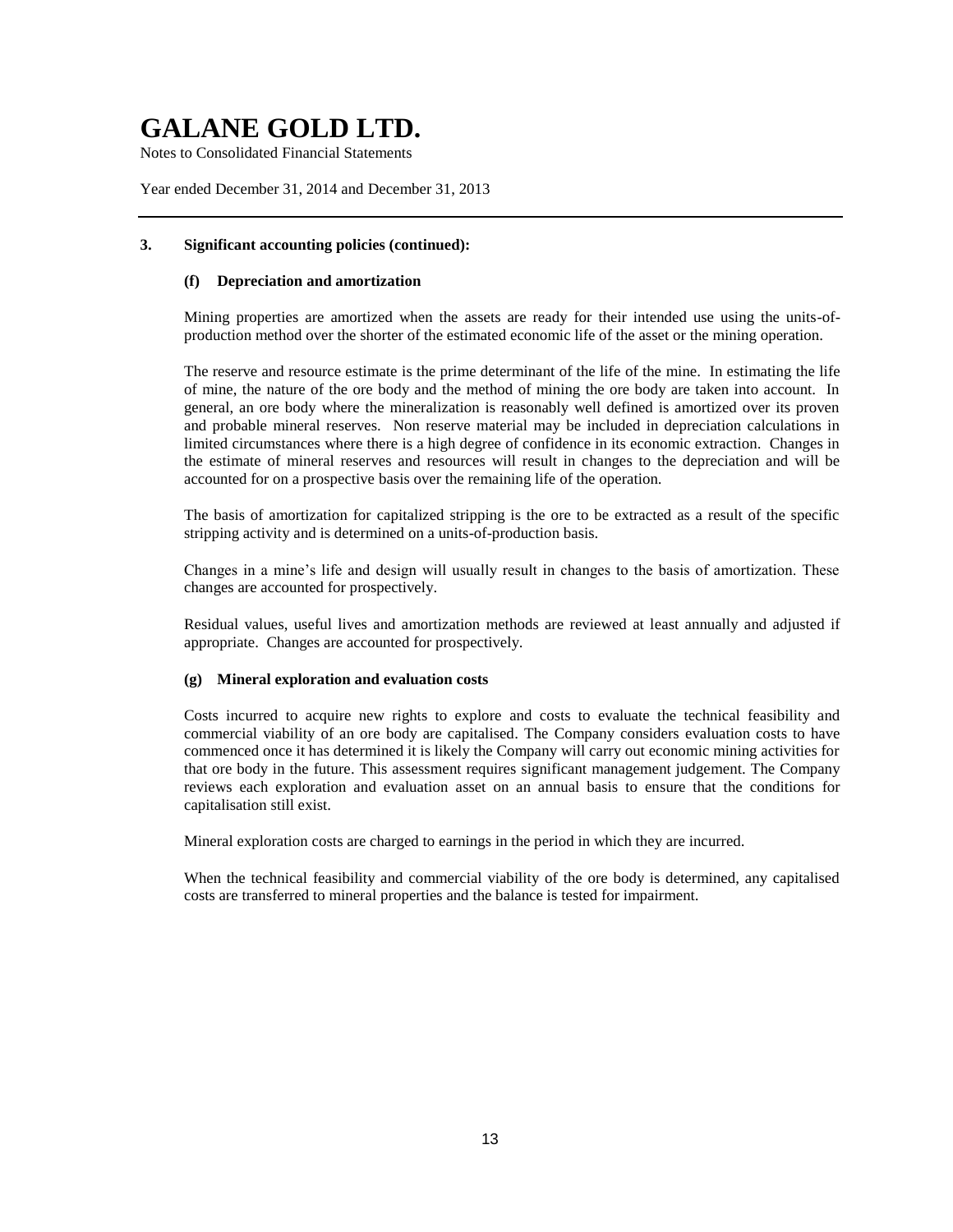### 3. Significant accounting policies (continued):

#### (f) Depreciation and amortization

Mining properties are amortized when the assets are ready for their intended use using the units-of-production method over the shorter of the estimated economic life of the asset or the mining operation.

The reserve and resource estimate is the prime determinant of the life of the mine. In estimating the life of mine, the nature of the ore body and the method of mining the ore body are taken into account. In general, an ore body where the mineralization is reasonably well defined is amortized over its proven and probable mineral reserves. Non reserve material may be included in depreciation calculations in limited circumstances where there is a high degree of confidence in its economic extraction. Changes in the estimate of mineral reserves and resources will result in changes to the depreciation and will be accounted for on a prospective basis over the remaining life of the operation.

The basis of amortization for capitalized stripping is the ore to be extracted as a result of the specific stripping activity and is determined on a units-of-production basis.

Changes in a mine's life and design will usually result in changes to the basis of amortization. These changes are accounted for prospectively.

Residual values, useful lives and amortization methods are reviewed at least annually and adjusted if appropriate. Changes are accounted for prospectively.

#### (g) Mineral exploration and evaluation costs

Costs incurred to acquire new rights to explore and costs to evaluate the technical feasibility and commercial viability of an ore body are capitalised. The Company considers evaluation costs to have commenced once it has determined it is likely the Company will carry out economic mining activities for that ore body in the future. This assessment requires significant management judgement. The Company reviews each exploration and evaluation asset on an annual basis to ensure that the conditions for capitalisation still exist.

Mineral exploration costs are charged to earnings in the period in which they are incurred.

When the technical feasibility and commercial viability of the ore body is determined, any capitalised costs are transferred to mineral properties and the balance is tested for impairment.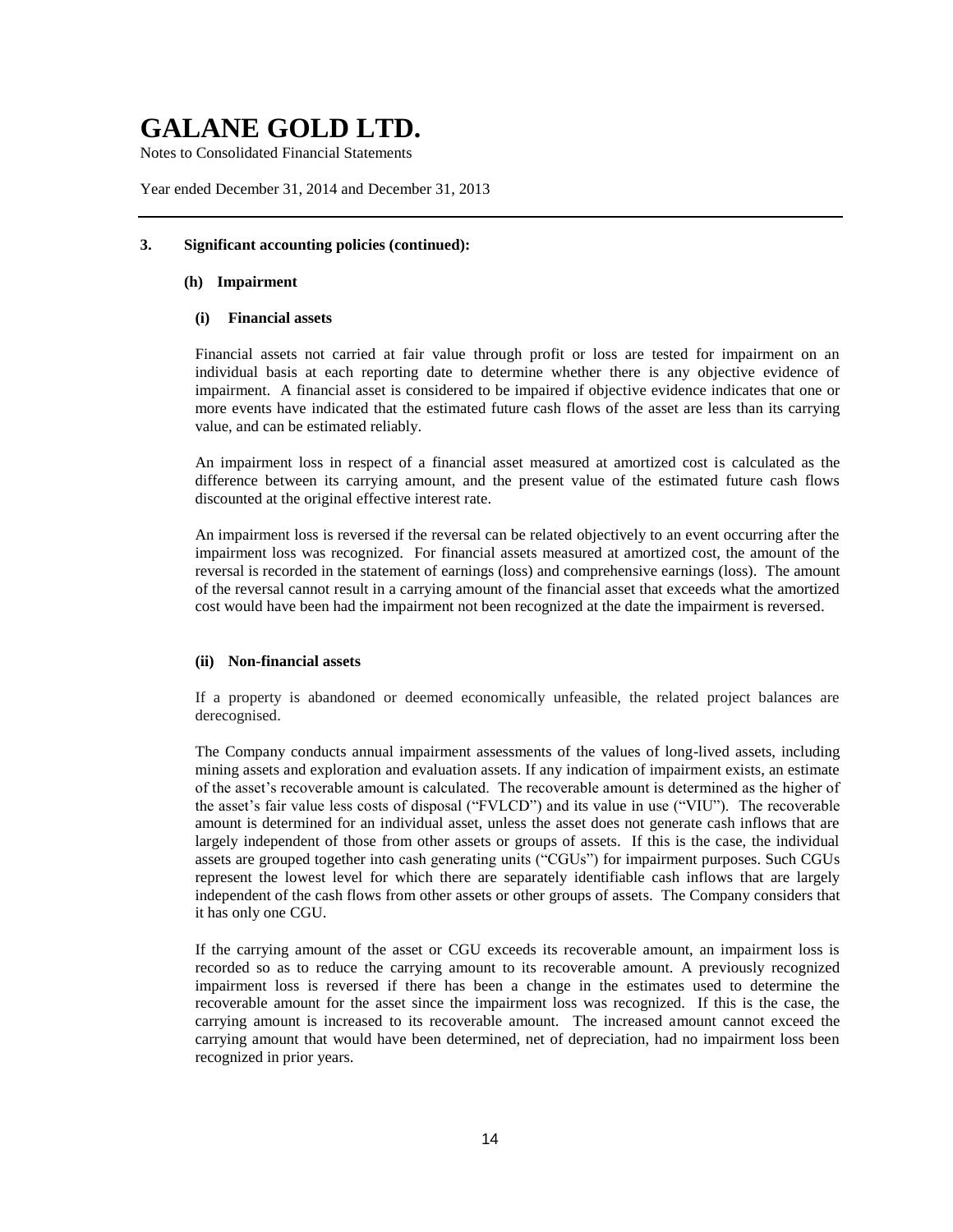### 3. Significant accounting policies (continued):

#### (h) Impairment

##### (i) Financial assets

Financial assets not carried at fair value through profit or loss are tested for impairment on an individual basis at each reporting date to determine whether there is any objective evidence of impairment. A financial asset is considered to be impaired if objective evidence indicates that one or more events have indicated that the estimated future cash flows of the asset are less than its carrying value, and can be estimated reliably.

An impairment loss in respect of a financial asset measured at amortized cost is calculated as the difference between its carrying amount, and the present value of the estimated future cash flows discounted at the original effective interest rate.

An impairment loss is reversed if the reversal can be related objectively to an event occurring after the impairment loss was recognized. For financial assets measured at amortized cost, the amount of the reversal is recorded in the statement of earnings (loss) and comprehensive earnings (loss). The amount of the reversal cannot result in a carrying amount of the financial asset that exceeds what the amortized cost would have been had the impairment not been recognized at the date the impairment is reversed.

##### (ii) Non-financial assets

If a property is abandoned or deemed economically unfeasible, the related project balances are derecognised.

The Company conducts annual impairment assessments of the values of long-lived assets, including mining assets and exploration and evaluation assets. If any indication of impairment exists, an estimate of the asset's recoverable amount is calculated. The recoverable amount is determined as the higher of the asset's fair value less costs of disposal ("FVLCD") and its value in use ("VIU"). The recoverable amount is determined for an individual asset, unless the asset does not generate cash inflows that are largely independent of those from other assets or groups of assets. If this is the case, the individual assets are grouped together into cash generating units ("CGUs") for impairment purposes. Such CGUs represent the lowest level for which there are separately identifiable cash inflows that are largely independent of the cash flows from other assets or other groups of assets. The Company considers that it has only one CGU.

If the carrying amount of the asset or CGU exceeds its recoverable amount, an impairment loss is recorded so as to reduce the carrying amount to its recoverable amount. A previously recognized impairment loss is reversed if there has been a change in the estimates used to determine the recoverable amount for the asset since the impairment loss was recognized. If this is the case, the carrying amount is increased to its recoverable amount. The increased amount cannot exceed the carrying amount that would have been determined, net of depreciation, had no impairment loss been recognized in prior years.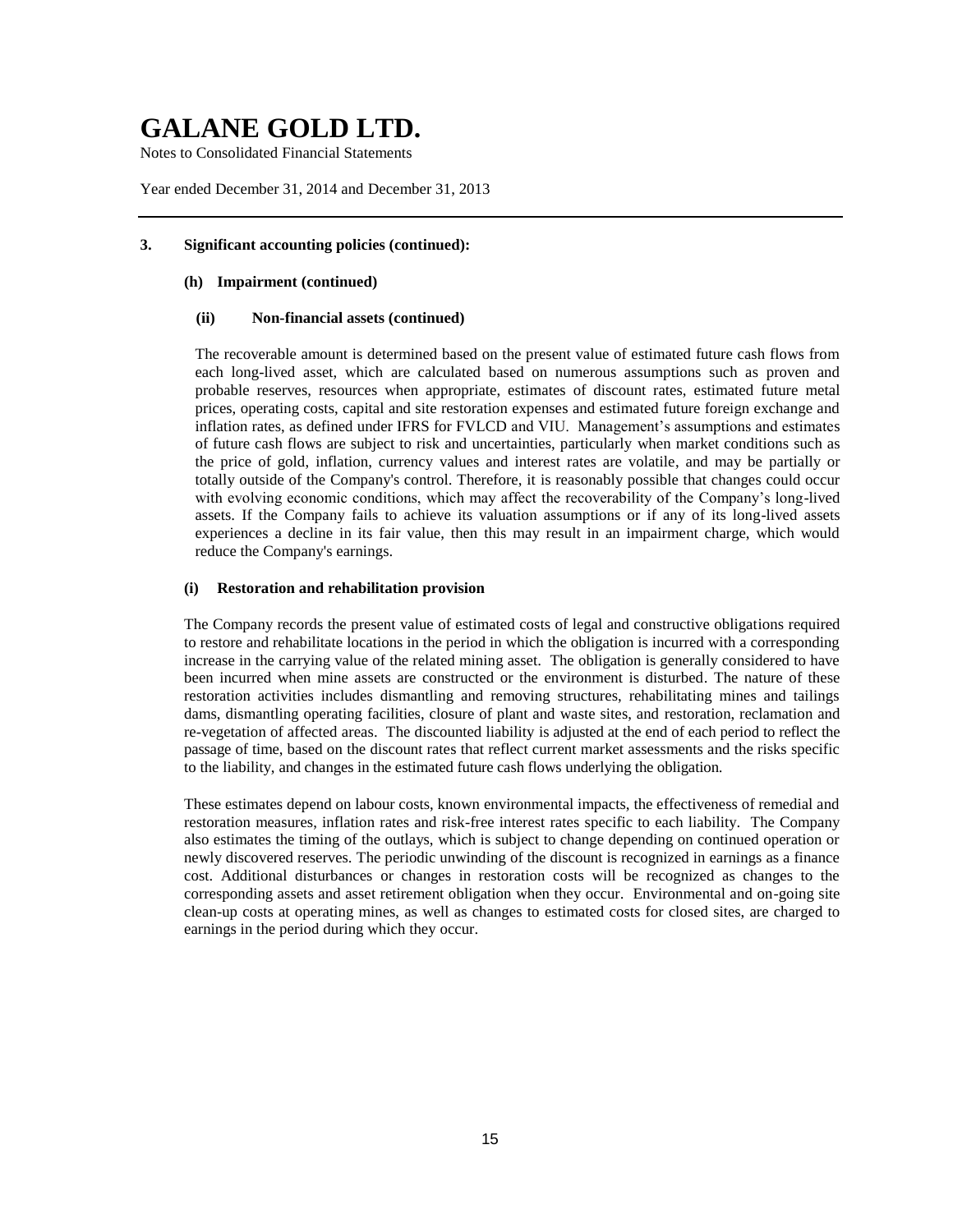### 3. Significant accounting policies (continued):

#### (h) Impairment (continued)

##### (ii) Non-financial assets (continued)

The recoverable amount is determined based on the present value of estimated future cash flows from each long-lived asset, which are calculated based on numerous assumptions such as proven and probable reserves, resources when appropriate, estimates of discount rates, estimated future metal prices, operating costs, capital and site restoration expenses and estimated future foreign exchange and inflation rates, as defined under IFRS for FVLCD and VIU. Management's assumptions and estimates of future cash flows are subject to risk and uncertainties, particularly when market conditions such as the price of gold, inflation, currency values and interest rates are volatile, and may be partially or totally outside of the Company's control. Therefore, it is reasonably possible that changes could occur with evolving economic conditions, which may affect the recoverability of the Company's long-lived assets. If the Company fails to achieve its valuation assumptions or if any of its long-lived assets experiences a decline in its fair value, then this may result in an impairment charge, which would reduce the Company's earnings.

#### (i) Restoration and rehabilitation provision

The Company records the present value of estimated costs of legal and constructive obligations required to restore and rehabilitate locations in the period in which the obligation is incurred with a corresponding increase in the carrying value of the related mining asset. The obligation is generally considered to have been incurred when mine assets are constructed or the environment is disturbed. The nature of these restoration activities includes dismantling and removing structures, rehabilitating mines and tailings dams, dismantling operating facilities, closure of plant and waste sites, and restoration, reclamation and re-vegetation of affected areas. The discounted liability is adjusted at the end of each period to reflect the passage of time, based on the discount rates that reflect current market assessments and the risks specific to the liability, and changes in the estimated future cash flows underlying the obligation.

These estimates depend on labour costs, known environmental impacts, the effectiveness of remedial and restoration measures, inflation rates and risk-free interest rates specific to each liability. The Company also estimates the timing of the outlays, which is subject to change depending on continued operation or newly discovered reserves. The periodic unwinding of the discount is recognized in earnings as a finance cost. Additional disturbances or changes in restoration costs will be recognized as changes to the corresponding assets and asset retirement obligation when they occur. Environmental and on-going site clean-up costs at operating mines, as well as changes to estimated costs for closed sites, are charged to earnings in the period during which they occur.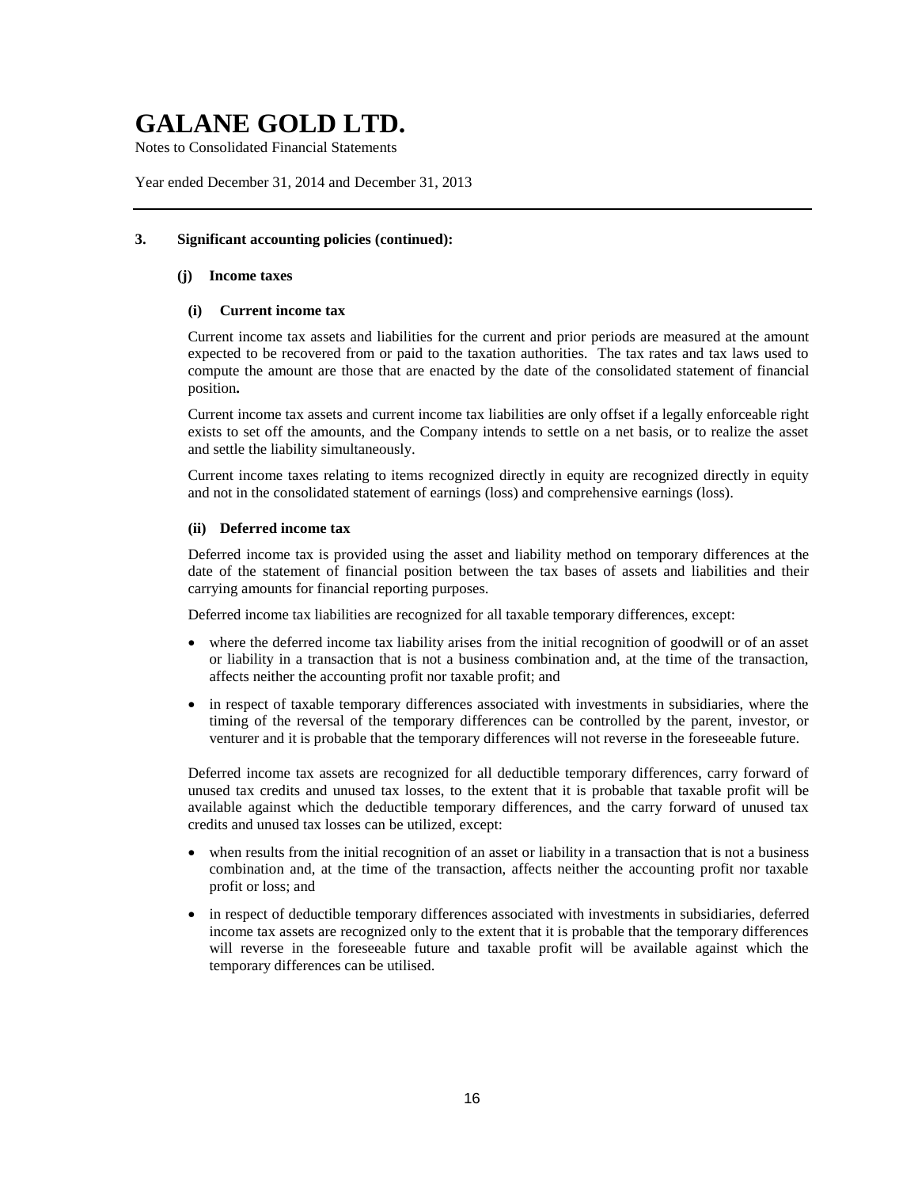### 3. Significant accounting policies (continued):

#### (j) Income taxes

##### (i) Current income tax

Current income tax assets and liabilities for the current and prior periods are measured at the amount expected to be recovered from or paid to the taxation authorities. The tax rates and tax laws used to compute the amount are those that are enacted by the date of the consolidated statement of financial position**.**

Current income tax assets and current income tax liabilities are only offset if a legally enforceable right exists to set off the amounts, and the Company intends to settle on a net basis, or to realize the asset and settle the liability simultaneously.

Current income taxes relating to items recognized directly in equity are recognized directly in equity and not in the consolidated statement of earnings (loss) and comprehensive earnings (loss).

##### (ii) Deferred income tax

Deferred income tax is provided using the asset and liability method on temporary differences at the date of the statement of financial position between the tax bases of assets and liabilities and their carrying amounts for financial reporting purposes.

Deferred income tax liabilities are recognized for all taxable temporary differences, except:

- where the deferred income tax liability arises from the initial recognition of goodwill or of an asset or liability in a transaction that is not a business combination and, at the time of the transaction, affects neither the accounting profit nor taxable profit; and
- in respect of taxable temporary differences associated with investments in subsidiaries, where the timing of the reversal of the temporary differences can be controlled by the parent, investor, or venturer and it is probable that the temporary differences will not reverse in the foreseeable future.

Deferred income tax assets are recognized for all deductible temporary differences, carry forward of unused tax credits and unused tax losses, to the extent that it is probable that taxable profit will be available against which the deductible temporary differences, and the carry forward of unused tax credits and unused tax losses can be utilized, except:

- when results from the initial recognition of an asset or liability in a transaction that is not a business combination and, at the time of the transaction, affects neither the accounting profit nor taxable profit or loss; and
- in respect of deductible temporary differences associated with investments in subsidiaries, deferred income tax assets are recognized only to the extent that it is probable that the temporary differences will reverse in the foreseeable future and taxable profit will be available against which the temporary differences can be utilised.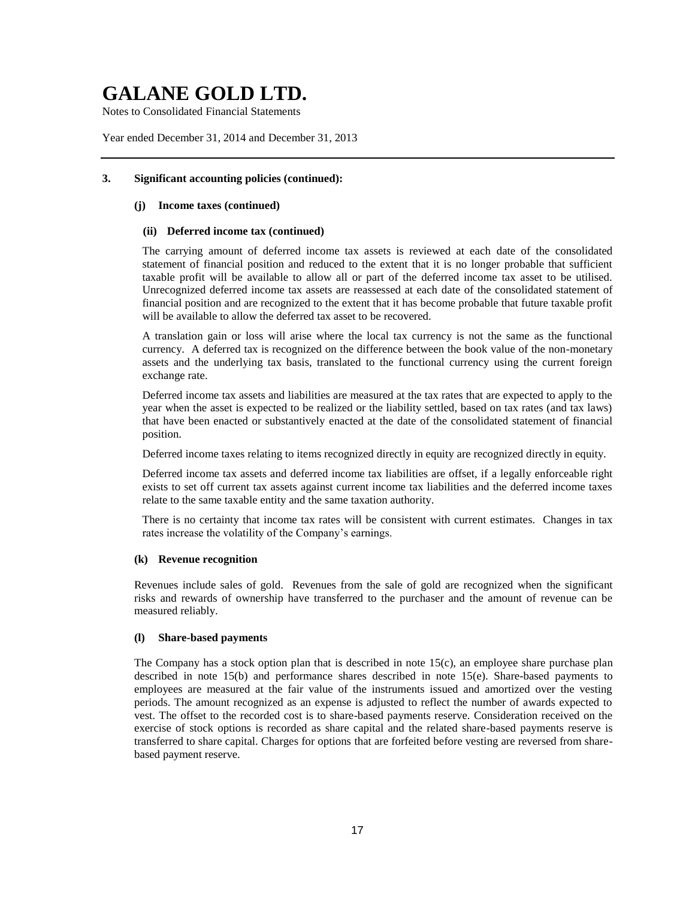### 3. Significant accounting policies (continued):

#### (j) Income taxes (continued)

##### (ii) Deferred income tax (continued)

The carrying amount of deferred income tax assets is reviewed at each date of the consolidated statement of financial position and reduced to the extent that it is no longer probable that sufficient taxable profit will be available to allow all or part of the deferred income tax asset to be utilised. Unrecognized deferred income tax assets are reassessed at each date of the consolidated statement of financial position and are recognized to the extent that it has become probable that future taxable profit will be available to allow the deferred tax asset to be recovered.

A translation gain or loss will arise where the local tax currency is not the same as the functional currency. A deferred tax is recognized on the difference between the book value of the non-monetary assets and the underlying tax basis, translated to the functional currency using the current foreign exchange rate.

Deferred income tax assets and liabilities are measured at the tax rates that are expected to apply to the year when the asset is expected to be realized or the liability settled, based on tax rates (and tax laws) that have been enacted or substantively enacted at the date of the consolidated statement of financial position.

Deferred income taxes relating to items recognized directly in equity are recognized directly in equity.

Deferred income tax assets and deferred income tax liabilities are offset, if a legally enforceable right exists to set off current tax assets against current income tax liabilities and the deferred income taxes relate to the same taxable entity and the same taxation authority.

There is no certainty that income tax rates will be consistent with current estimates. Changes in tax rates increase the volatility of the Company's earnings.

#### (k) Revenue recognition

Revenues include sales of gold. Revenues from the sale of gold are recognized when the significant risks and rewards of ownership have transferred to the purchaser and the amount of revenue can be measured reliably.

#### (l) Share-based payments

The Company has a stock option plan that is described in note 15(c), an employee share purchase plan described in note 15(b) and performance shares described in note 15(e). Share-based payments to employees are measured at the fair value of the instruments issued and amortized over the vesting periods. The amount recognized as an expense is adjusted to reflect the number of awards expected to vest. The offset to the recorded cost is to share-based payments reserve. Consideration received on the exercise of stock options is recorded as share capital and the related share-based payments reserve is transferred to share capital. Charges for options that are forfeited before vesting are reversed from share-based payment reserve.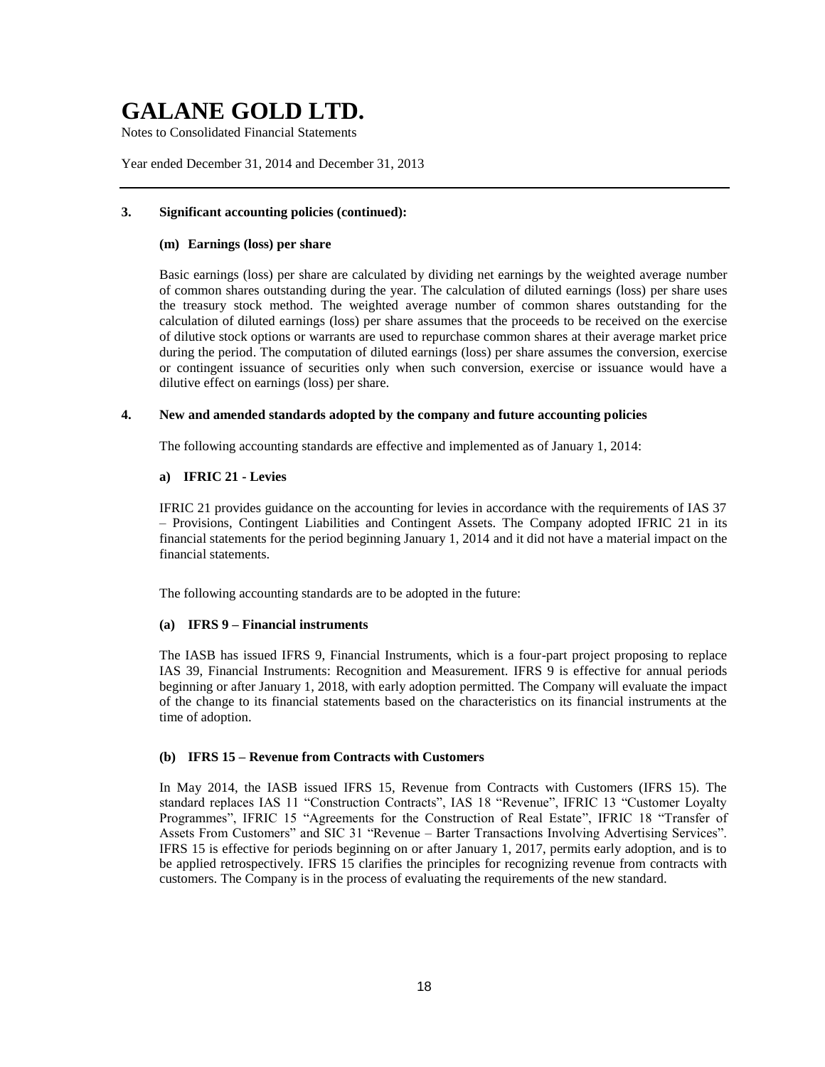### 3. Significant accounting policies (continued):

#### (m) Earnings (loss) per share

Basic earnings (loss) per share are calculated by dividing net earnings by the weighted average number of common shares outstanding during the year. The calculation of diluted earnings (loss) per share uses the treasury stock method. The weighted average number of common shares outstanding for the calculation of diluted earnings (loss) per share assumes that the proceeds to be received on the exercise of dilutive stock options or warrants are used to repurchase common shares at their average market price during the period. The computation of diluted earnings (loss) per share assumes the conversion, exercise or contingent issuance of securities only when such conversion, exercise or issuance would have a dilutive effect on earnings (loss) per share.

### 4. New and amended standards adopted by the company and future accounting policies

The following accounting standards are effective and implemented as of January 1, 2014:

#### a) IFRIC 21 - Levies

IFRIC 21 provides guidance on the accounting for levies in accordance with the requirements of IAS 37 – Provisions, Contingent Liabilities and Contingent Assets. The Company adopted IFRIC 21 in its financial statements for the period beginning January 1, 2014 and it did not have a material impact on the financial statements.

The following accounting standards are to be adopted in the future:

#### (a) IFRS 9 – Financial instruments

The IASB has issued IFRS 9, Financial Instruments, which is a four-part project proposing to replace IAS 39, Financial Instruments: Recognition and Measurement. IFRS 9 is effective for annual periods beginning or after January 1, 2018, with early adoption permitted. The Company will evaluate the impact of the change to its financial statements based on the characteristics on its financial instruments at the time of adoption.

#### (b) IFRS 15 – Revenue from Contracts with Customers

In May 2014, the IASB issued IFRS 15, Revenue from Contracts with Customers (IFRS 15). The standard replaces IAS 11 "Construction Contracts", IAS 18 "Revenue", IFRIC 13 "Customer Loyalty Programmes", IFRIC 15 "Agreements for the Construction of Real Estate", IFRIC 18 "Transfer of Assets From Customers" and SIC 31 "Revenue – Barter Transactions Involving Advertising Services". IFRS 15 is effective for periods beginning on or after January 1, 2017, permits early adoption, and is to be applied retrospectively. IFRS 15 clarifies the principles for recognizing revenue from contracts with customers. The Company is in the process of evaluating the requirements of the new standard.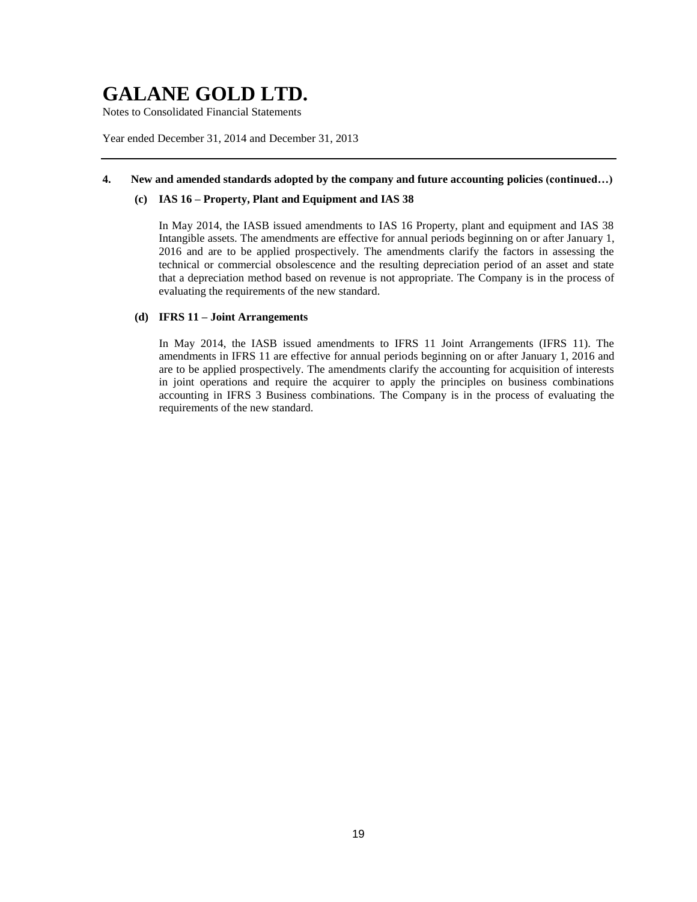**4. New and amended standards adopted by the company and future accounting policies (continued…)**

**(c) IAS 16 – Property, Plant and Equipment and IAS 38**

In May 2014, the IASB issued amendments to IAS 16 Property, plant and equipment and IAS 38 Intangible assets. The amendments are effective for annual periods beginning on or after January 1, 2016 and are to be applied prospectively. The amendments clarify the factors in assessing the technical or commercial obsolescence and the resulting depreciation period of an asset and state that a depreciation method based on revenue is not appropriate. The Company is in the process of evaluating the requirements of the new standard.

**(d) IFRS 11 – Joint Arrangements**

In May 2014, the IASB issued amendments to IFRS 11 Joint Arrangements (IFRS 11). The amendments in IFRS 11 are effective for annual periods beginning on or after January 1, 2016 and are to be applied prospectively. The amendments clarify the accounting for acquisition of interests in joint operations and require the acquirer to apply the principles on business combinations accounting in IFRS 3 Business combinations. The Company is in the process of evaluating the requirements of the new standard.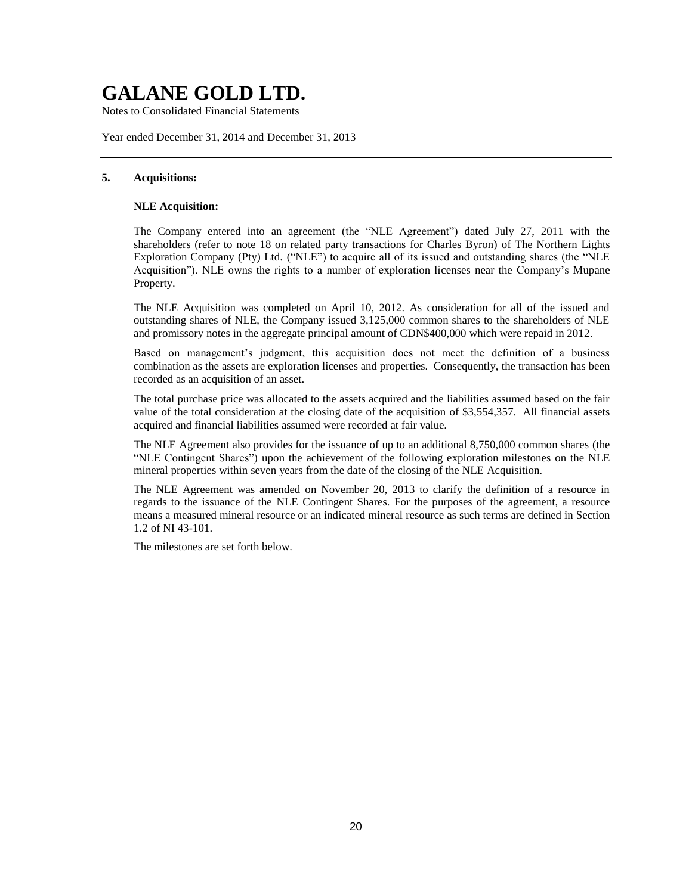## 5. Acquisitions:

### NLE Acquisition:

The Company entered into an agreement (the "NLE Agreement") dated July 27, 2011 with the shareholders (refer to note 18 on related party transactions for Charles Byron) of The Northern Lights Exploration Company (Pty) Ltd. ("NLE") to acquire all of its issued and outstanding shares (the "NLE Acquisition"). NLE owns the rights to a number of exploration licenses near the Company's Mupane Property.

The NLE Acquisition was completed on April 10, 2012. As consideration for all of the issued and outstanding shares of NLE, the Company issued 3,125,000 common shares to the shareholders of NLE and promissory notes in the aggregate principal amount of CDN$400,000 which were repaid in 2012.

Based on management's judgment, this acquisition does not meet the definition of a business combination as the assets are exploration licenses and properties. Consequently, the transaction has been recorded as an acquisition of an asset.

The total purchase price was allocated to the assets acquired and the liabilities assumed based on the fair value of the total consideration at the closing date of the acquisition of $3,554,357. All financial assets acquired and financial liabilities assumed were recorded at fair value.

The NLE Agreement also provides for the issuance of up to an additional 8,750,000 common shares (the "NLE Contingent Shares") upon the achievement of the following exploration milestones on the NLE mineral properties within seven years from the date of the closing of the NLE Acquisition.

The NLE Agreement was amended on November 20, 2013 to clarify the definition of a resource in regards to the issuance of the NLE Contingent Shares. For the purposes of the agreement, a resource means a measured mineral resource or an indicated mineral resource as such terms are defined in Section 1.2 of NI 43-101.

The milestones are set forth below.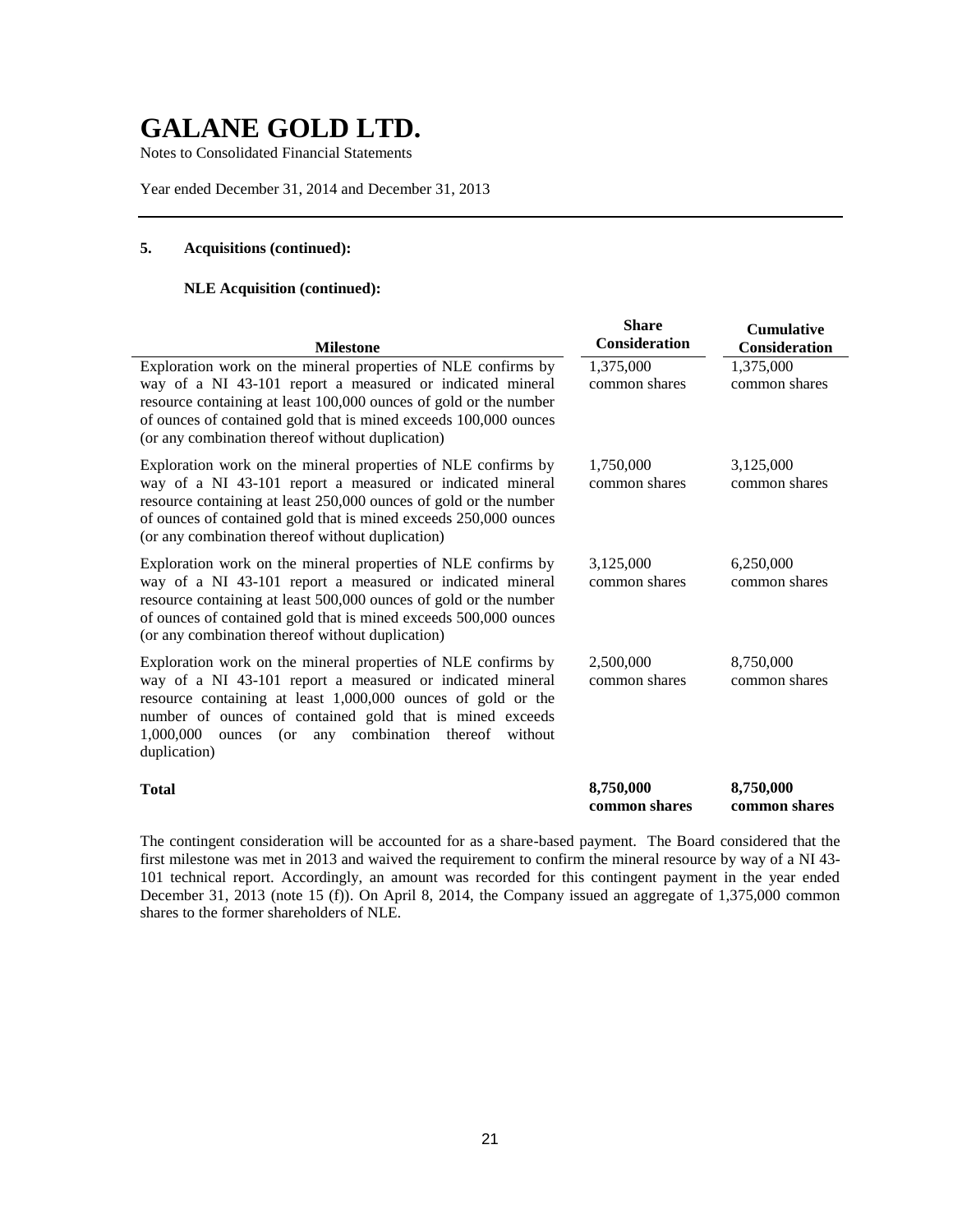# GALANE GOLD LTD.

Notes to Consolidated Financial Statements

Year ended December 31, 2014 and December 31, 2013

### 5. Acquisitions (continued):

#### NLE Acquisition (continued):

| Milestone | Share Consideration | Cumulative Consideration |
|---|---|---|
| Exploration work on the mineral properties of NLE confirms by way of a NI 43-101 report a measured or indicated mineral resource containing at least 100,000 ounces of gold or the number of ounces of contained gold that is mined exceeds 100,000 ounces (or any combination thereof without duplication) | 1,375,000 common shares | 1,375,000 common shares |
| Exploration work on the mineral properties of NLE confirms by way of a NI 43-101 report a measured or indicated mineral resource containing at least 250,000 ounces of gold or the number of ounces of contained gold that is mined exceeds 250,000 ounces (or any combination thereof without duplication) | 1,750,000 common shares | 3,125,000 common shares |
| Exploration work on the mineral properties of NLE confirms by way of a NI 43-101 report a measured or indicated mineral resource containing at least 500,000 ounces of gold or the number of ounces of contained gold that is mined exceeds 500,000 ounces (or any combination thereof without duplication) | 3,125,000 common shares | 6,250,000 common shares |
| Exploration work on the mineral properties of NLE confirms by way of a NI 43-101 report a measured or indicated mineral resource containing at least 1,000,000 ounces of gold or the number of ounces of contained gold that is mined exceeds 1,000,000 ounces (or any combination thereof without duplication) | 2,500,000 common shares | 8,750,000 common shares |
| **Total** | **8,750,000 common shares** | **8,750,000 common shares** |

The contingent consideration will be accounted for as a share-based payment. The Board considered that the first milestone was met in 2013 and waived the requirement to confirm the mineral resource by way of a NI 43-101 technical report. Accordingly, an amount was recorded for this contingent payment in the year ended December 31, 2013 (note 15 (f)). On April 8, 2014, the Company issued an aggregate of 1,375,000 common shares to the former shareholders of NLE.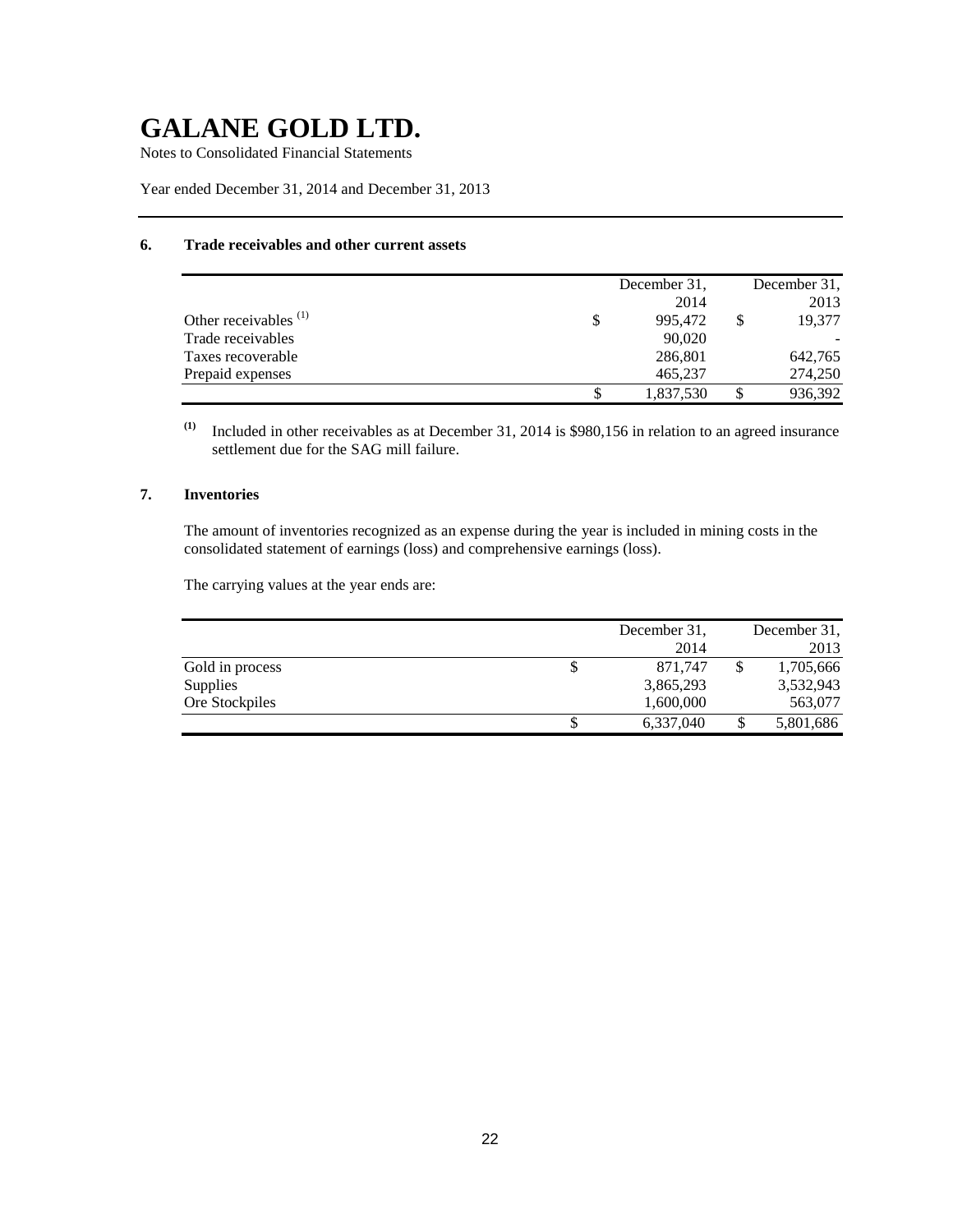# GALANE GOLD LTD.

Notes to Consolidated Financial Statements

Year ended December 31, 2014 and December 31, 2013

## 6. Trade receivables and other current assets

| | December 31, 2014 | December 31, 2013 |
|---|---|---|
| Other receivables [(1)] | $ 995,472 | $ 19,377 |
| Trade receivables | 90,020 | - |
| Taxes recoverable | 286,801 | 642,765 |
| Prepaid expenses | 465,237 | 274,250 |
| | $ 1,837,530 | $ 936,392 |

**(1)** Included in other receivables as at December 31, 2014 is $980,156 in relation to an agreed insurance settlement due for the SAG mill failure.

## 7. Inventories

The amount of inventories recognized as an expense during the year is included in mining costs in the consolidated statement of earnings (loss) and comprehensive earnings (loss).

The carrying values at the year ends are:

| | December 31, 2014 | December 31, 2013 |
|---|---|---|
| Gold in process | $ 871,747 | $ 1,705,666 |
| Supplies | 3,865,293 | 3,532,943 |
| Ore Stockpiles | 1,600,000 | 563,077 |
| | $ 6,337,040 | $ 5,801,686 |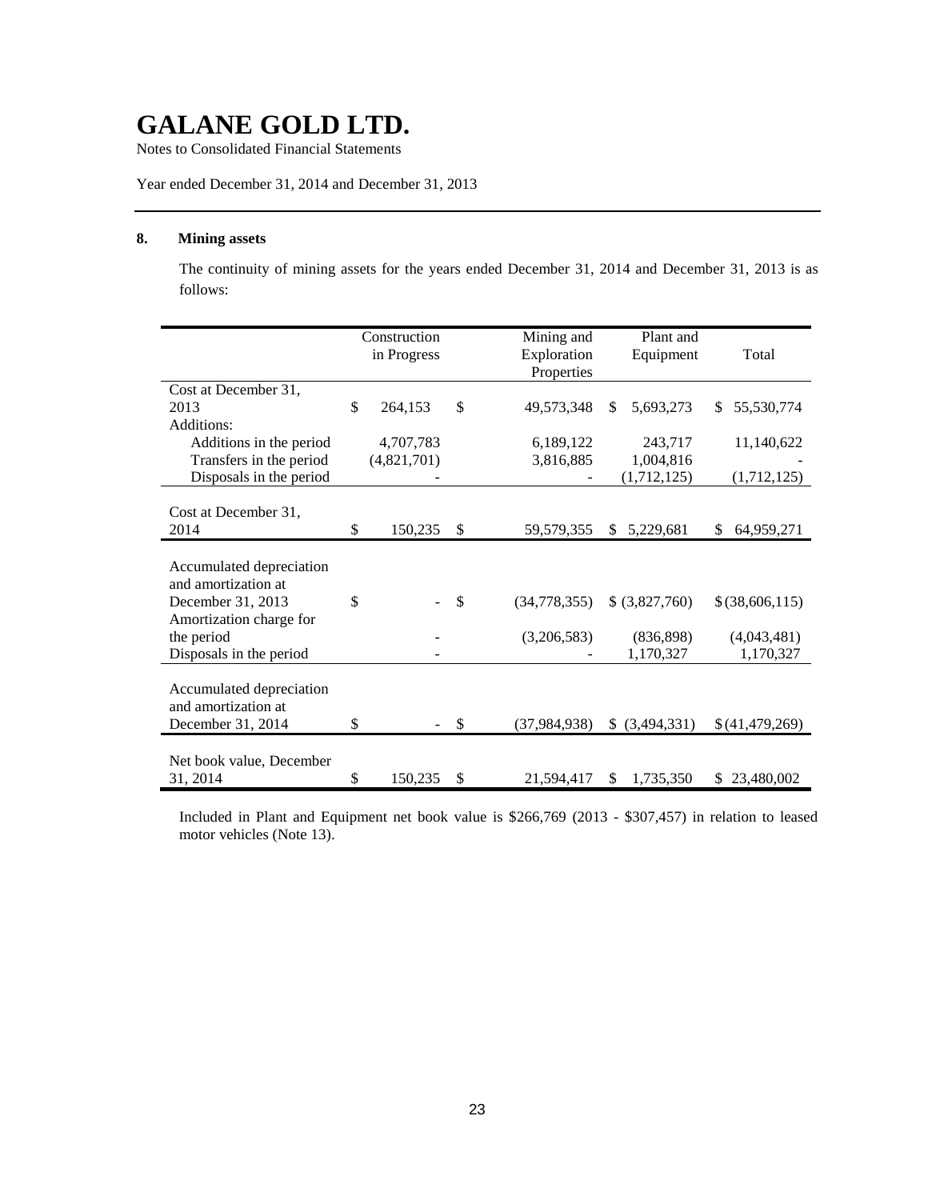# GALANE GOLD LTD.

Notes to Consolidated Financial Statements

Year ended December 31, 2014 and December 31, 2013

## 8. Mining assets

The continuity of mining assets for the years ended December 31, 2014 and December 31, 2013 is as follows:

| | Construction in Progress | Mining and Exploration Properties | Plant and Equipment | Total |
|---|---|---|---|---|
| Cost at December 31, 2013 | $ 264,153 | $ 49,573,348 | $ 5,693,273 | $ 55,530,774 |
| Additions: | | | | |
| Additions in the period | 4,707,783 | 6,189,122 | 243,717 | 11,140,622 |
| Transfers in the period | (4,821,701) | 3,816,885 | 1,004,816 | - |
| Disposals in the period | - | - | (1,712,125) | (1,712,125) |
| Cost at December 31, 2014 | $ 150,235 | $ 59,579,355 | $ 5,229,681 | $ 64,959,271 |
| Accumulated depreciation and amortization at December 31, 2013 | $ - | $ (34,778,355) | $ (3,827,760) | $ (38,606,115) |
| Amortization charge for the period | - | (3,206,583) | (836,898) | (4,043,481) |
| Disposals in the period | - | - | 1,170,327 | 1,170,327 |
| Accumulated depreciation and amortization at December 31, 2014 | $ - | $ (37,984,938) | $ (3,494,331) | $ (41,479,269) |
| Net book value, December 31, 2014 | $ 150,235 | $ 21,594,417 | $ 1,735,350 | $ 23,480,002 |

Included in Plant and Equipment net book value is $266,769 (2013 - $307,457) in relation to leased motor vehicles (Note 13).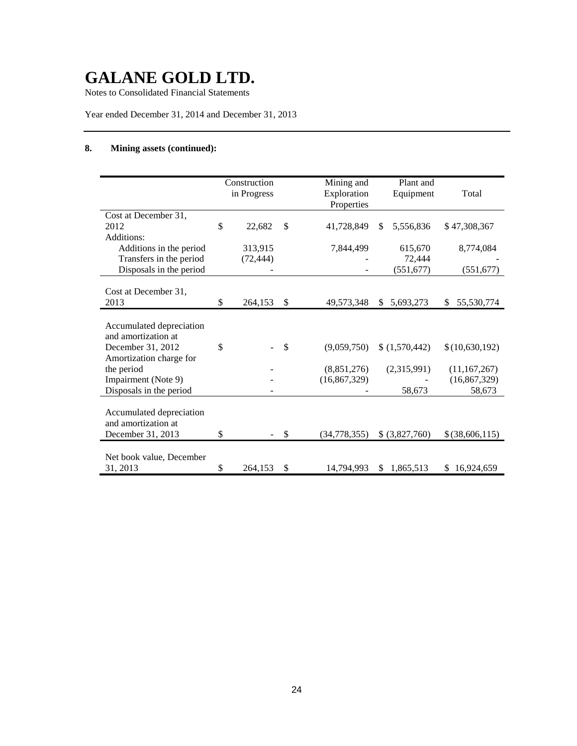# GALANE GOLD LTD.

Notes to Consolidated Financial Statements

Year ended December 31, 2014 and December 31, 2013

## 8. Mining assets (continued):

| | Construction in Progress | Mining and Exploration Properties | Plant and Equipment | Total |
|---|---|---|---|---|
| Cost at December 31, 2012 | $ 22,682 | $ 41,728,849 | $ 5,556,836 | $ 47,308,367 |
| Additions: | | | | |
| Additions in the period | 313,915 | 7,844,499 | 615,670 | 8,774,084 |
| Transfers in the period | (72,444) | - | 72,444 | - |
| Disposals in the period | - | - | (551,677) | (551,677) |
| Cost at December 31, 2013 | $ 264,153 | $ 49,573,348 | $ 5,693,273 | $ 55,530,774 |
| Accumulated depreciation and amortization at December 31, 2012 | $ - | $ (9,059,750) | $ (1,570,442) | $ (10,630,192) |
| Amortization charge for the period | - | (8,851,276) | (2,315,991) | (11,167,267) |
| Impairment (Note 9) | - | (16,867,329) | - | (16,867,329) |
| Disposals in the period | - | - | 58,673 | 58,673 |
| Accumulated depreciation and amortization at December 31, 2013 | $ - | $ (34,778,355) | $ (3,827,760) | $ (38,606,115) |
| Net book value, December 31, 2013 | $ 264,153 | $ 14,794,993 | $ 1,865,513 | $ 16,924,659 |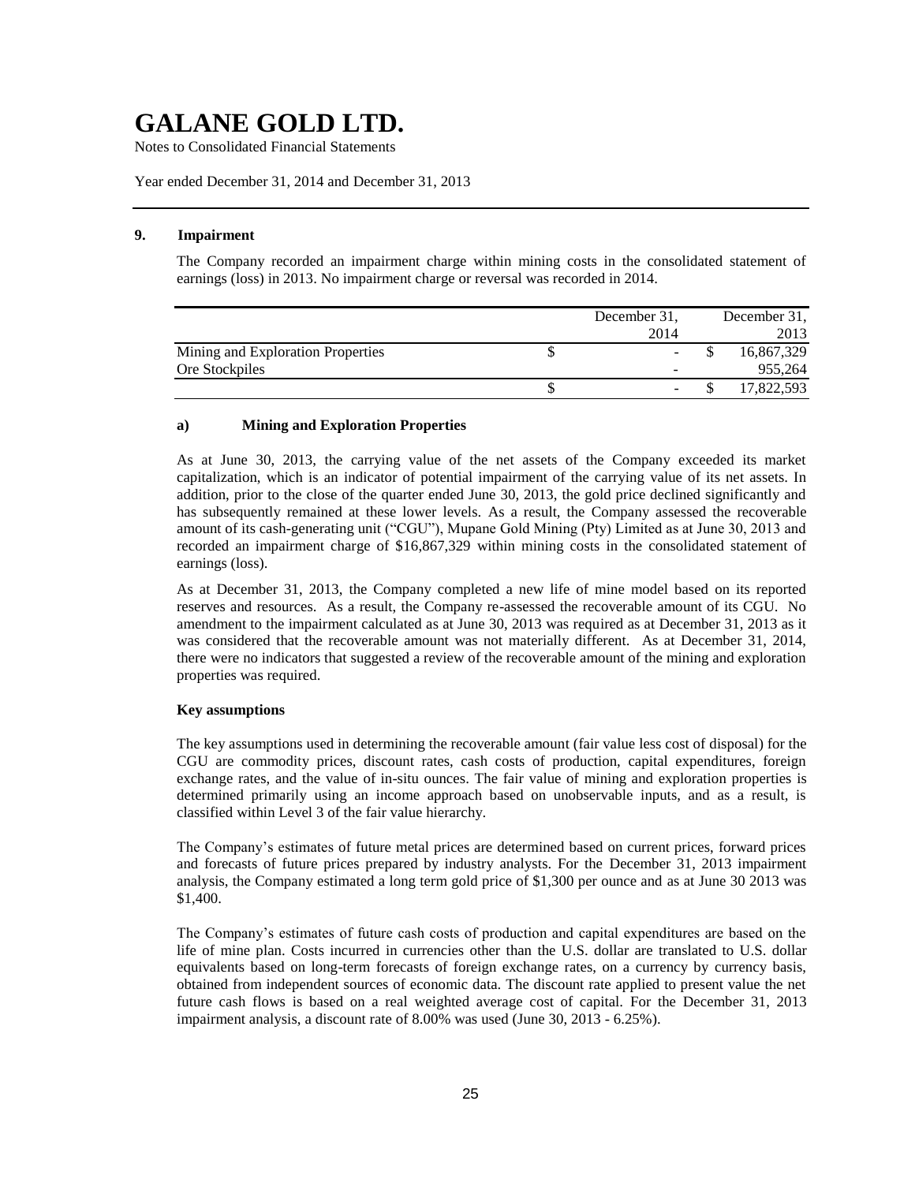# GALANE GOLD LTD.

Notes to Consolidated Financial Statements

Year ended December 31, 2014 and December 31, 2013

## 9. Impairment

The Company recorded an impairment charge within mining costs in the consolidated statement of earnings (loss) in 2013. No impairment charge or reversal was recorded in 2014.

| | December 31, 2014 | December 31, 2013 |
|---|---|---|
| Mining and Exploration Properties | $ - | $ 16,867,329 |
| Ore Stockpiles | - | 955,264 |
| | $ - | $ 17,822,593 |

### a) Mining and Exploration Properties

As at June 30, 2013, the carrying value of the net assets of the Company exceeded its market capitalization, which is an indicator of potential impairment of the carrying value of its net assets. In addition, prior to the close of the quarter ended June 30, 2013, the gold price declined significantly and has subsequently remained at these lower levels. As a result, the Company assessed the recoverable amount of its cash-generating unit ("CGU"), Mupane Gold Mining (Pty) Limited as at June 30, 2013 and recorded an impairment charge of $16,867,329 within mining costs in the consolidated statement of earnings (loss).

As at December 31, 2013, the Company completed a new life of mine model based on its reported reserves and resources. As a result, the Company re-assessed the recoverable amount of its CGU. No amendment to the impairment calculated as at June 30, 2013 was required as at December 31, 2013 as it was considered that the recoverable amount was not materially different. As at December 31, 2014, there were no indicators that suggested a review of the recoverable amount of the mining and exploration properties was required.

**Key assumptions**

The key assumptions used in determining the recoverable amount (fair value less cost of disposal) for the CGU are commodity prices, discount rates, cash costs of production, capital expenditures, foreign exchange rates, and the value of in-situ ounces. The fair value of mining and exploration properties is determined primarily using an income approach based on unobservable inputs, and as a result, is classified within Level 3 of the fair value hierarchy.

The Company's estimates of future metal prices are determined based on current prices, forward prices and forecasts of future prices prepared by industry analysts. For the December 31, 2013 impairment analysis, the Company estimated a long term gold price of $1,300 per ounce and as at June 30 2013 was $1,400.

The Company's estimates of future cash costs of production and capital expenditures are based on the life of mine plan. Costs incurred in currencies other than the U.S. dollar are translated to U.S. dollar equivalents based on long-term forecasts of foreign exchange rates, on a currency by currency basis, obtained from independent sources of economic data. The discount rate applied to present value the net future cash flows is based on a real weighted average cost of capital. For the December 31, 2013 impairment analysis, a discount rate of 8.00% was used (June 30, 2013 - 6.25%).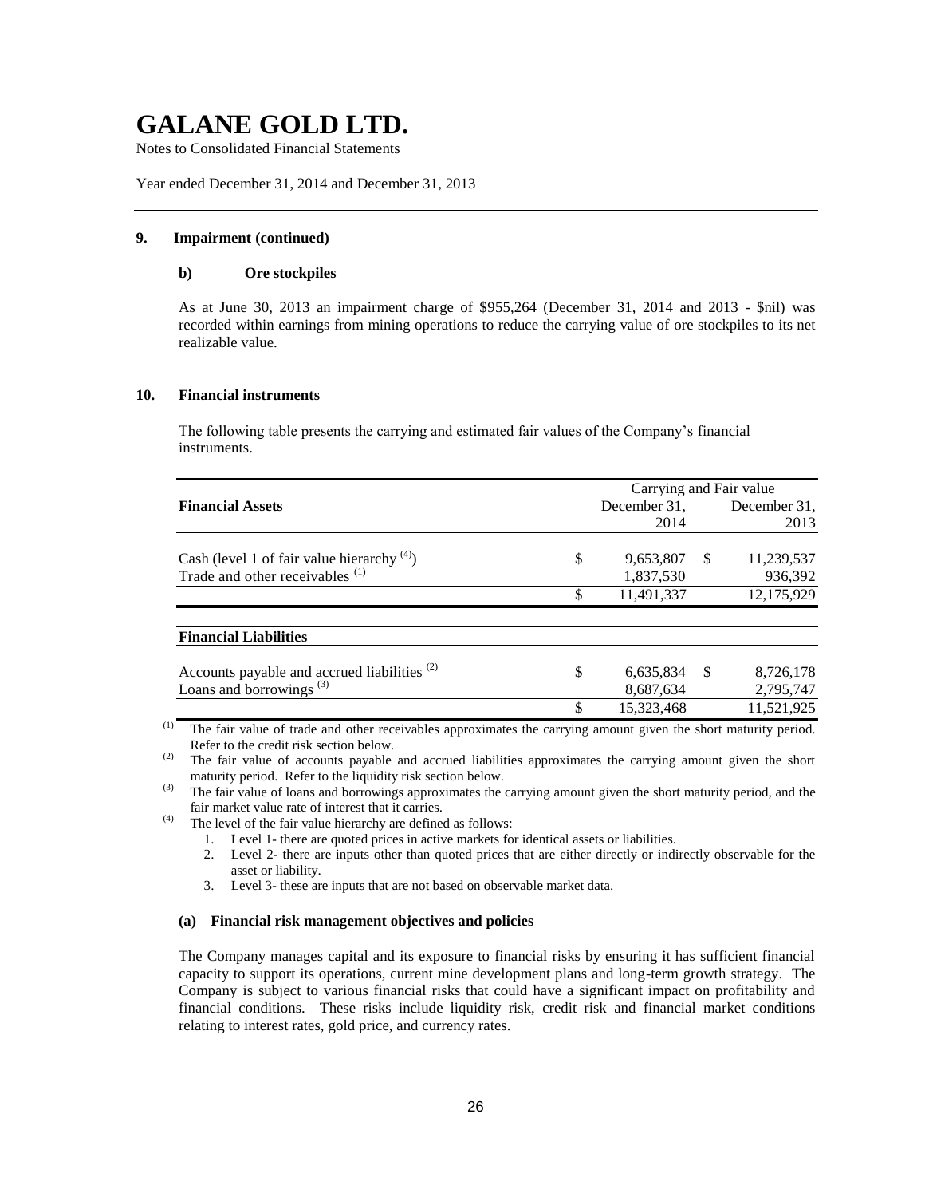# GALANE GOLD LTD.

Notes to Consolidated Financial Statements

Year ended December 31, 2014 and December 31, 2013

## 9. Impairment (continued)

### b) Ore stockpiles

As at June 30, 2013 an impairment charge of $955,264 (December 31, 2014 and 2013 - $nil) was recorded within earnings from mining operations to reduce the carrying value of ore stockpiles to its net realizable value.

## 10. Financial instruments

The following table presents the carrying and estimated fair values of the Company's financial instruments.

| | Carrying and Fair value | |
|---|---|---|
| **Financial Assets** | December 31, 2014 | December 31, 2013 |
| Cash (level 1 of fair value hierarchy [(4)]) | $ 9,653,807 | $ 11,239,537 |
| Trade and other receivables [(1)] | 1,837,530 | 936,392 |
| | $ 11,491,337 | 12,175,929 |
| **Financial Liabilities** | | |
| Accounts payable and accrued liabilities [(2)] | $ 6,635,834 | $ 8,726,178 |
| Loans and borrowings [(3)] | 8,687,634 | 2,795,747 |
| | $ 15,323,468 | 11,521,925 |

(1) The fair value of trade and other receivables approximates the carrying amount given the short maturity period. Refer to the credit risk section below.

(2) The fair value of accounts payable and accrued liabilities approximates the carrying amount given the short maturity period. Refer to the liquidity risk section below.

(3) The fair value of loans and borrowings approximates the carrying amount given the short maturity period, and the fair market value rate of interest that it carries.

(4) The level of the fair value hierarchy are defined as follows:

1. Level 1- there are quoted prices in active markets for identical assets or liabilities.
2. Level 2- there are inputs other than quoted prices that are either directly or indirectly observable for the asset or liability.
3. Level 3- these are inputs that are not based on observable market data.

### (a) Financial risk management objectives and policies

The Company manages capital and its exposure to financial risks by ensuring it has sufficient financial capacity to support its operations, current mine development plans and long-term growth strategy. The Company is subject to various financial risks that could have a significant impact on profitability and financial conditions. These risks include liquidity risk, credit risk and financial market conditions relating to interest rates, gold price, and currency rates.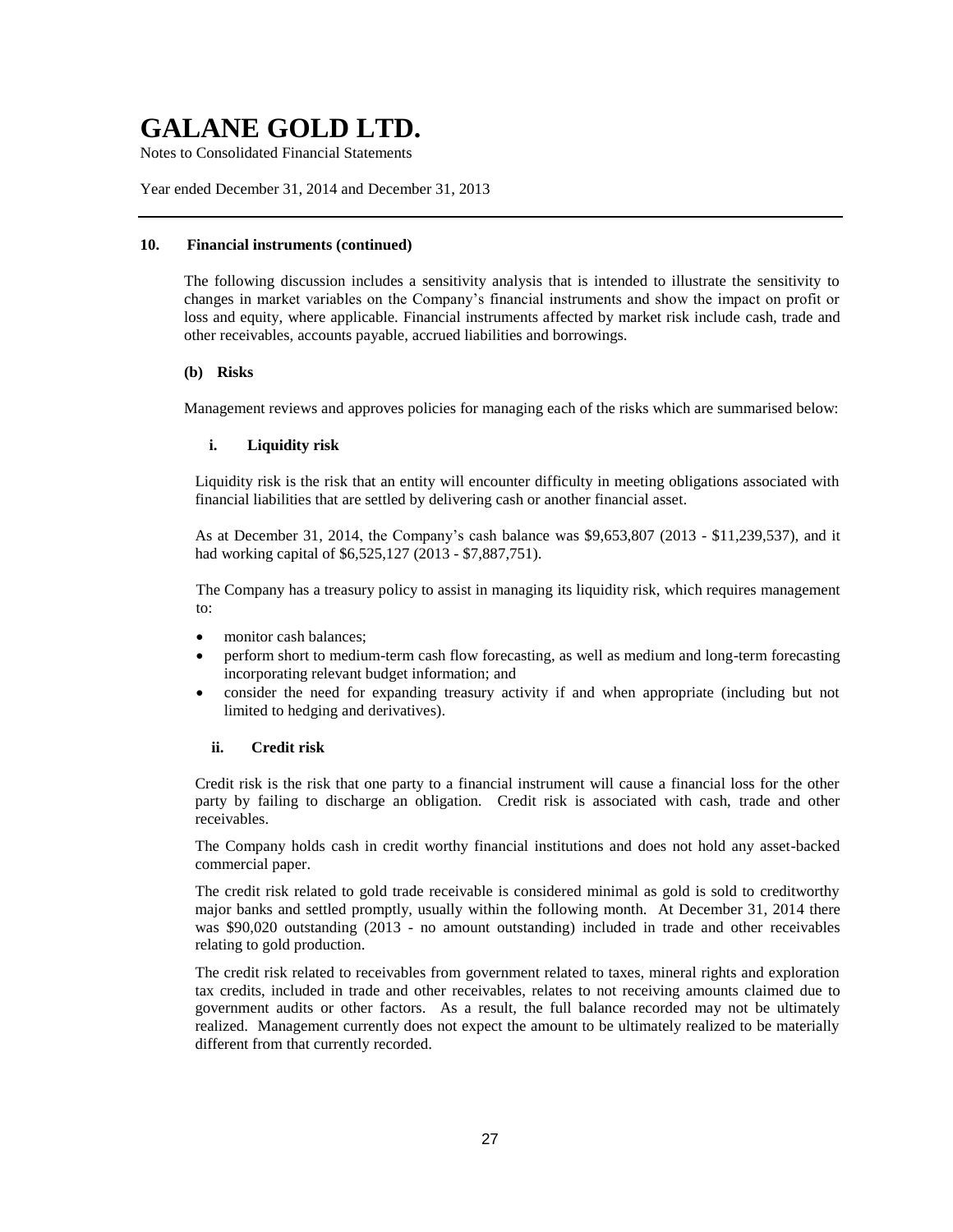#### 10. Financial instruments (continued)

The following discussion includes a sensitivity analysis that is intended to illustrate the sensitivity to changes in market variables on the Company's financial instruments and show the impact on profit or loss and equity, where applicable. Financial instruments affected by market risk include cash, trade and other receivables, accounts payable, accrued liabilities and borrowings.

**(b) Risks**

Management reviews and approves policies for managing each of the risks which are summarised below:

**i. Liquidity risk**

Liquidity risk is the risk that an entity will encounter difficulty in meeting obligations associated with financial liabilities that are settled by delivering cash or another financial asset.

As at December 31, 2014, the Company's cash balance was $9,653,807 (2013 - $11,239,537), and it had working capital of $6,525,127 (2013 - $7,887,751).

The Company has a treasury policy to assist in managing its liquidity risk, which requires management to:

- monitor cash balances;
- perform short to medium-term cash flow forecasting, as well as medium and long-term forecasting incorporating relevant budget information; and
- consider the need for expanding treasury activity if and when appropriate (including but not limited to hedging and derivatives).

**ii. Credit risk**

Credit risk is the risk that one party to a financial instrument will cause a financial loss for the other party by failing to discharge an obligation. Credit risk is associated with cash, trade and other receivables.

The Company holds cash in credit worthy financial institutions and does not hold any asset-backed commercial paper.

The credit risk related to gold trade receivable is considered minimal as gold is sold to creditworthy major banks and settled promptly, usually within the following month. At December 31, 2014 there was $90,020 outstanding (2013 - no amount outstanding) included in trade and other receivables relating to gold production.

The credit risk related to receivables from government related to taxes, mineral rights and exploration tax credits, included in trade and other receivables, relates to not receiving amounts claimed due to government audits or other factors. As a result, the full balance recorded may not be ultimately realized. Management currently does not expect the amount to be ultimately realized to be materially different from that currently recorded.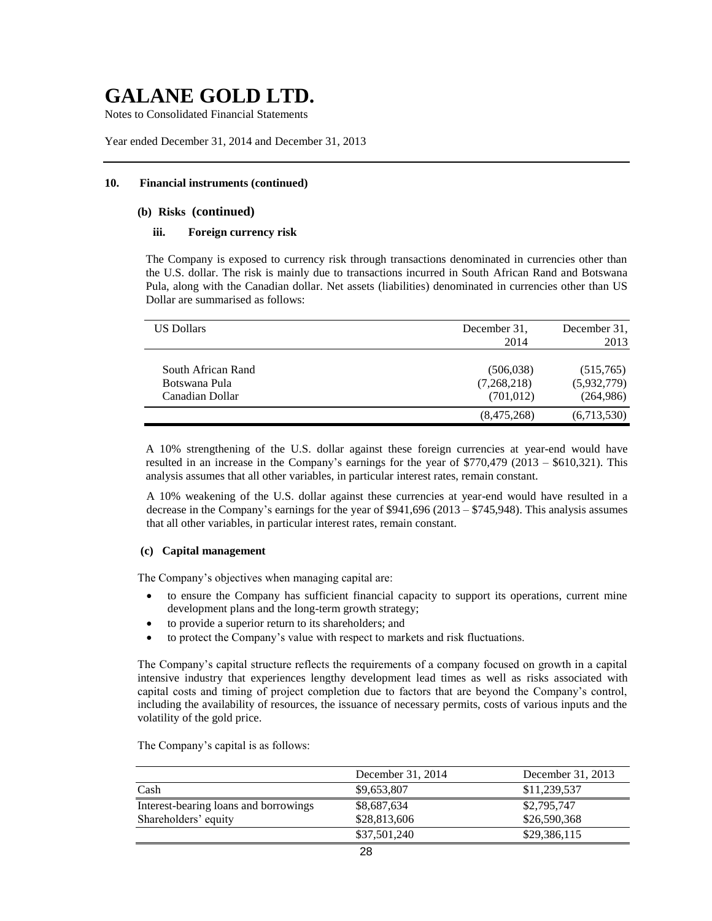# GALANE GOLD LTD.

Notes to Consolidated Financial Statements

Year ended December 31, 2014 and December 31, 2013

**10. Financial instruments (continued)**

**(b) Risks (continued)**

**iii. Foreign currency risk**

The Company is exposed to currency risk through transactions denominated in currencies other than the U.S. dollar. The risk is mainly due to transactions incurred in South African Rand and Botswana Pula, along with the Canadian dollar. Net assets (liabilities) denominated in currencies other than US Dollar are summarised as follows:

| US Dollars | December 31, 2014 | December 31, 2013 |
|---|---|---|
| South African Rand | (506,038) | (515,765) |
| Botswana Pula | (7,268,218) | (5,932,779) |
| Canadian Dollar | (701,012) | (264,986) |
| | (8,475,268) | (6,713,530) |

A 10% strengthening of the U.S. dollar against these foreign currencies at year-end would have resulted in an increase in the Company's earnings for the year of $770,479 (2013 – $610,321). This analysis assumes that all other variables, in particular interest rates, remain constant.

A 10% weakening of the U.S. dollar against these currencies at year-end would have resulted in a decrease in the Company's earnings for the year of $941,696 (2013 – $745,948). This analysis assumes that all other variables, in particular interest rates, remain constant.

**(c) Capital management**

The Company's objectives when managing capital are:

- to ensure the Company has sufficient financial capacity to support its operations, current mine development plans and the long-term growth strategy;
- to provide a superior return to its shareholders; and
- to protect the Company's value with respect to markets and risk fluctuations.

The Company's capital structure reflects the requirements of a company focused on growth in a capital intensive industry that experiences lengthy development lead times as well as risks associated with capital costs and timing of project completion due to factors that are beyond the Company's control, including the availability of resources, the issuance of necessary permits, costs of various inputs and the volatility of the gold price.

The Company's capital is as follows:

| | December 31, 2014 | December 31, 2013 |
|---|---|---|
| Cash | $9,653,807 | $11,239,537 |
| Interest-bearing loans and borrowings | $8,687,634 | $2,795,747 |
| Shareholders' equity | $28,813,606 | $26,590,368 |
| | $37,501,240 | $29,386,115 |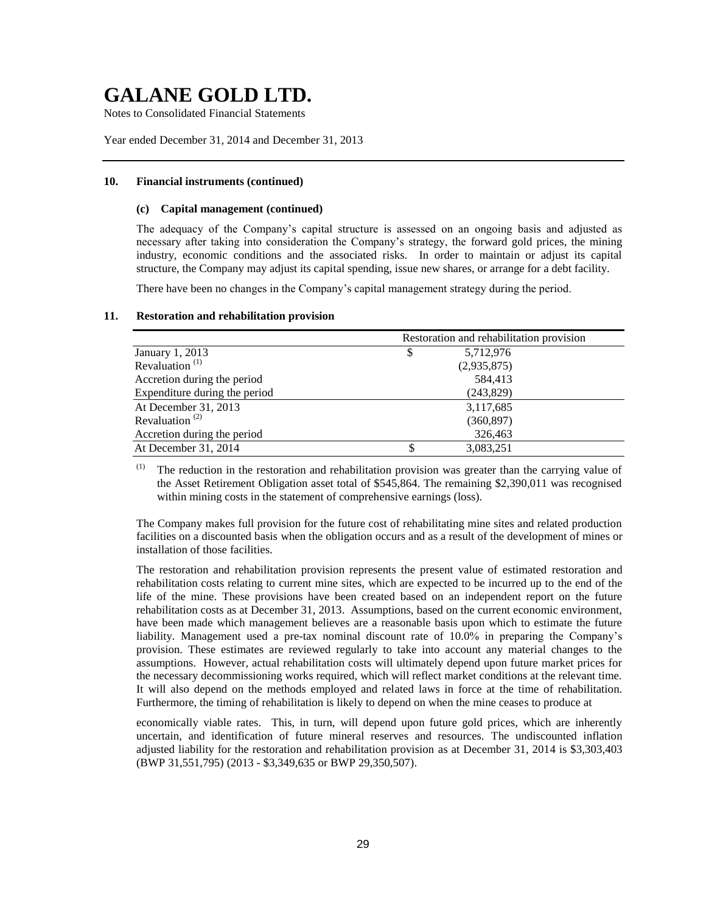# GALANE GOLD LTD.

Notes to Consolidated Financial Statements

Year ended December 31, 2014 and December 31, 2013

### 10. Financial instruments (continued)

#### (c) Capital management (continued)

The adequacy of the Company's capital structure is assessed on an ongoing basis and adjusted as necessary after taking into consideration the Company's strategy, the forward gold prices, the mining industry, economic conditions and the associated risks. In order to maintain or adjust its capital structure, the Company may adjust its capital spending, issue new shares, or arrange for a debt facility.

There have been no changes in the Company's capital management strategy during the period.

### 11. Restoration and rehabilitation provision

| | Restoration and rehabilitation provision |
|---|---|
| January 1, 2013 | $ 5,712,976 |
| Revaluation [(1)] | (2,935,875) |
| Accretion during the period | 584,413 |
| Expenditure during the period | (243,829) |
| At December 31, 2013 | 3,117,685 |
| Revaluation [(2)] | (360,897) |
| Accretion during the period | 326,463 |
| At December 31, 2014 | $ 3,083,251 |

[(1)] The reduction in the restoration and rehabilitation provision was greater than the carrying value of the Asset Retirement Obligation asset total of $545,864. The remaining $2,390,011 was recognised within mining costs in the statement of comprehensive earnings (loss).

The Company makes full provision for the future cost of rehabilitating mine sites and related production facilities on a discounted basis when the obligation occurs and as a result of the development of mines or installation of those facilities.

The restoration and rehabilitation provision represents the present value of estimated restoration and rehabilitation costs relating to current mine sites, which are expected to be incurred up to the end of the life of the mine. These provisions have been created based on an independent report on the future rehabilitation costs as at December 31, 2013. Assumptions, based on the current economic environment, have been made which management believes are a reasonable basis upon which to estimate the future liability. Management used a pre-tax nominal discount rate of 10.0% in preparing the Company's provision. These estimates are reviewed regularly to take into account any material changes to the assumptions. However, actual rehabilitation costs will ultimately depend upon future market prices for the necessary decommissioning works required, which will reflect market conditions at the relevant time. It will also depend on the methods employed and related laws in force at the time of rehabilitation. Furthermore, the timing of rehabilitation is likely to depend on when the mine ceases to produce at

economically viable rates. This, in turn, will depend upon future gold prices, which are inherently uncertain, and identification of future mineral reserves and resources. The undiscounted inflation adjusted liability for the restoration and rehabilitation provision as at December 31, 2014 is $3,303,403 (BWP 31,551,795) (2013 - $3,349,635 or BWP 29,350,507).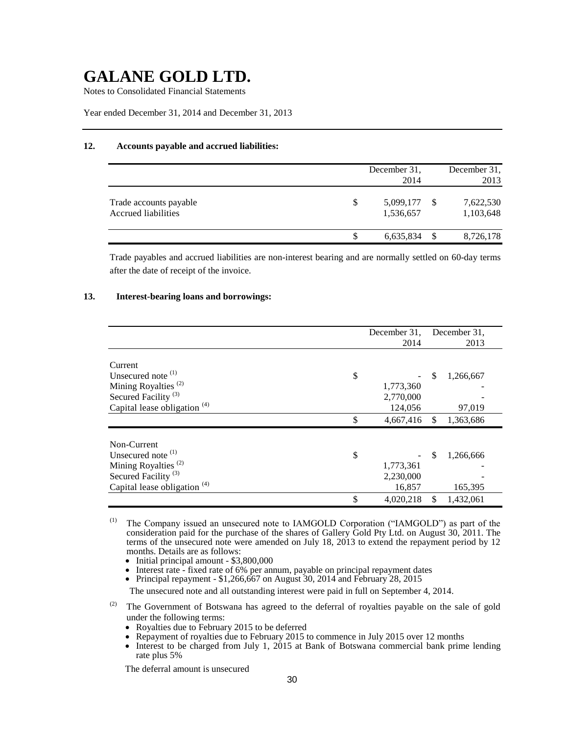# GALANE GOLD LTD.

Notes to Consolidated Financial Statements

Year ended December 31, 2014 and December 31, 2013

## 12. Accounts payable and accrued liabilities:

| | December 31, 2014 | December 31, 2013 |
|---|---|---|
| Trade accounts payable | $ 5,099,177 | $ 7,622,530 |
| Accrued liabilities | 1,536,657 | 1,103,648 |
| | $ 6,635,834 | $ 8,726,178 |

Trade payables and accrued liabilities are non-interest bearing and are normally settled on 60-day terms after the date of receipt of the invoice.

## 13. Interest-bearing loans and borrowings:

| | December 31, 2014 | December 31, 2013 |
|---|---|---|
| Current | | |
| Unsecured note [(1)] | $ - | $ 1,266,667 |
| Mining Royalties [(2)] | 1,773,360 | - |
| Secured Facility [(3)] | 2,770,000 | - |
| Capital lease obligation [(4)] | 124,056 | 97,019 |
| | $ 4,667,416 | $ 1,363,686 |
| Non-Current | | |
| Unsecured note [(1)] | $ - | $ 1,266,666 |
| Mining Royalties [(2)] | 1,773,361 | - |
| Secured Facility [(3)] | 2,230,000 | - |
| Capital lease obligation [(4)] | 16,857 | 165,395 |
| | $ 4,020,218 | $ 1,432,061 |

(1) The Company issued an unsecured note to IAMGOLD Corporation ("IAMGOLD") as part of the consideration paid for the purchase of the shares of Gallery Gold Pty Ltd. on August 30, 2011. The terms of the unsecured note were amended on July 18, 2013 to extend the repayment period by 12 months. Details are as follows:

- Initial principal amount - $3,800,000
- Interest rate - fixed rate of 6% per annum, payable on principal repayment dates
- Principal repayment - $1,266,667 on August 30, 2014 and February 28, 2015

The unsecured note and all outstanding interest were paid in full on September 4, 2014.

(2) The Government of Botswana has agreed to the deferral of royalties payable on the sale of gold under the following terms:

- Royalties due to February 2015 to be deferred
- Repayment of royalties due to February 2015 to commence in July 2015 over 12 months
- Interest to be charged from July 1, 2015 at Bank of Botswana commercial bank prime lending rate plus 5%

The deferral amount is unsecured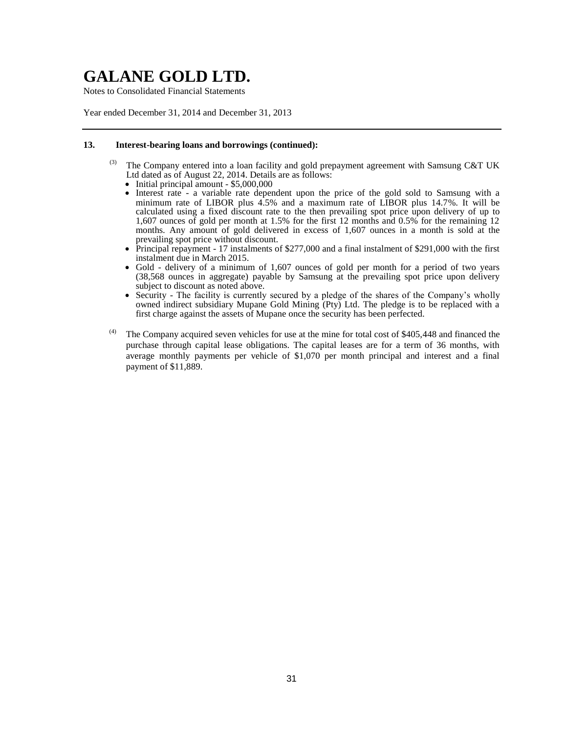## 13. Interest-bearing loans and borrowings (continued):

(3) The Company entered into a loan facility and gold prepayment agreement with Samsung C&T UK Ltd dated as of August 22, 2014. Details are as follows:

- Initial principal amount - $5,000,000
- Interest rate - a variable rate dependent upon the price of the gold sold to Samsung with a minimum rate of LIBOR plus 4.5% and a maximum rate of LIBOR plus 14.7%. It will be calculated using a fixed discount rate to the then prevailing spot price upon delivery of up to 1,607 ounces of gold per month at 1.5% for the first 12 months and 0.5% for the remaining 12 months. Any amount of gold delivered in excess of 1,607 ounces in a month is sold at the prevailing spot price without discount.
- Principal repayment - 17 instalments of $277,000 and a final instalment of $291,000 with the first instalment due in March 2015.
- Gold - delivery of a minimum of 1,607 ounces of gold per month for a period of two years (38,568 ounces in aggregate) payable by Samsung at the prevailing spot price upon delivery subject to discount as noted above.
- Security - The facility is currently secured by a pledge of the shares of the Company's wholly owned indirect subsidiary Mupane Gold Mining (Pty) Ltd. The pledge is to be replaced with a first charge against the assets of Mupane once the security has been perfected.

(4) The Company acquired seven vehicles for use at the mine for total cost of $405,448 and financed the purchase through capital lease obligations. The capital leases are for a term of 36 months, with average monthly payments per vehicle of $1,070 per month principal and interest and a final payment of $11,889.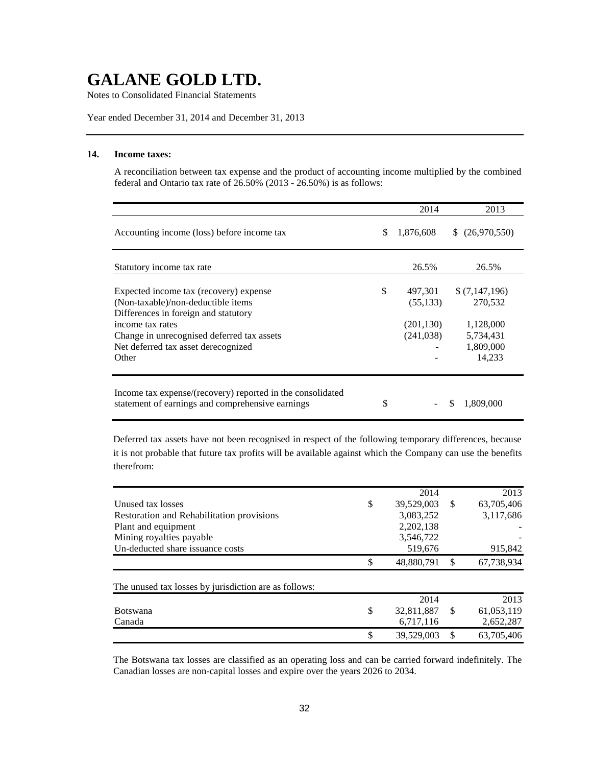# GALANE GOLD LTD.

Notes to Consolidated Financial Statements

Year ended December 31, 2014 and December 31, 2013

## 14. Income taxes:

A reconciliation between tax expense and the product of accounting income multiplied by the combined federal and Ontario tax rate of 26.50% (2013 - 26.50%) is as follows:

| | 2014 | 2013 |
|---|---|---|
| Accounting income (loss) before income tax | $ 1,876,608 | $ (26,970,550) |
| Statutory income tax rate | 26.5% | 26.5% |
| Expected income tax (recovery) expense | $ 497,301 | $ (7,147,196) |
| (Non-taxable)/non-deductible items | (55,133) | 270,532 |
| Differences in foreign and statutory income tax rates | (201,130) | 1,128,000 |
| Change in unrecognised deferred tax assets | (241,038) | 5,734,431 |
| Net deferred tax asset derecognized | - | 1,809,000 |
| Other | - | 14,233 |
| Income tax expense/(recovery) reported in the consolidated statement of earnings and comprehensive earnings | $ - | $ 1,809,000 |

Deferred tax assets have not been recognised in respect of the following temporary differences, because it is not probable that future tax profits will be available against which the Company can use the benefits therefrom:

| | 2014 | 2013 |
|---|---|---|
| Unused tax losses | $ 39,529,003 | $ 63,705,406 |
| Restoration and Rehabilitation provisions | 3,083,252 | 3,117,686 |
| Plant and equipment | 2,202,138 | - |
| Mining royalties payable | 3,546,722 | - |
| Un-deducted share issuance costs | 519,676 | 915,842 |
| | $ 48,880,791 | $ 67,738,934 |

The unused tax losses by jurisdiction are as follows:

| | 2014 | 2013 |
|---|---|---|
| Botswana | $ 32,811,887 | $ 61,053,119 |
| Canada | 6,717,116 | 2,652,287 |
| | $ 39,529,003 | $ 63,705,406 |

The Botswana tax losses are classified as an operating loss and can be carried forward indefinitely. The Canadian losses are non-capital losses and expire over the years 2026 to 2034.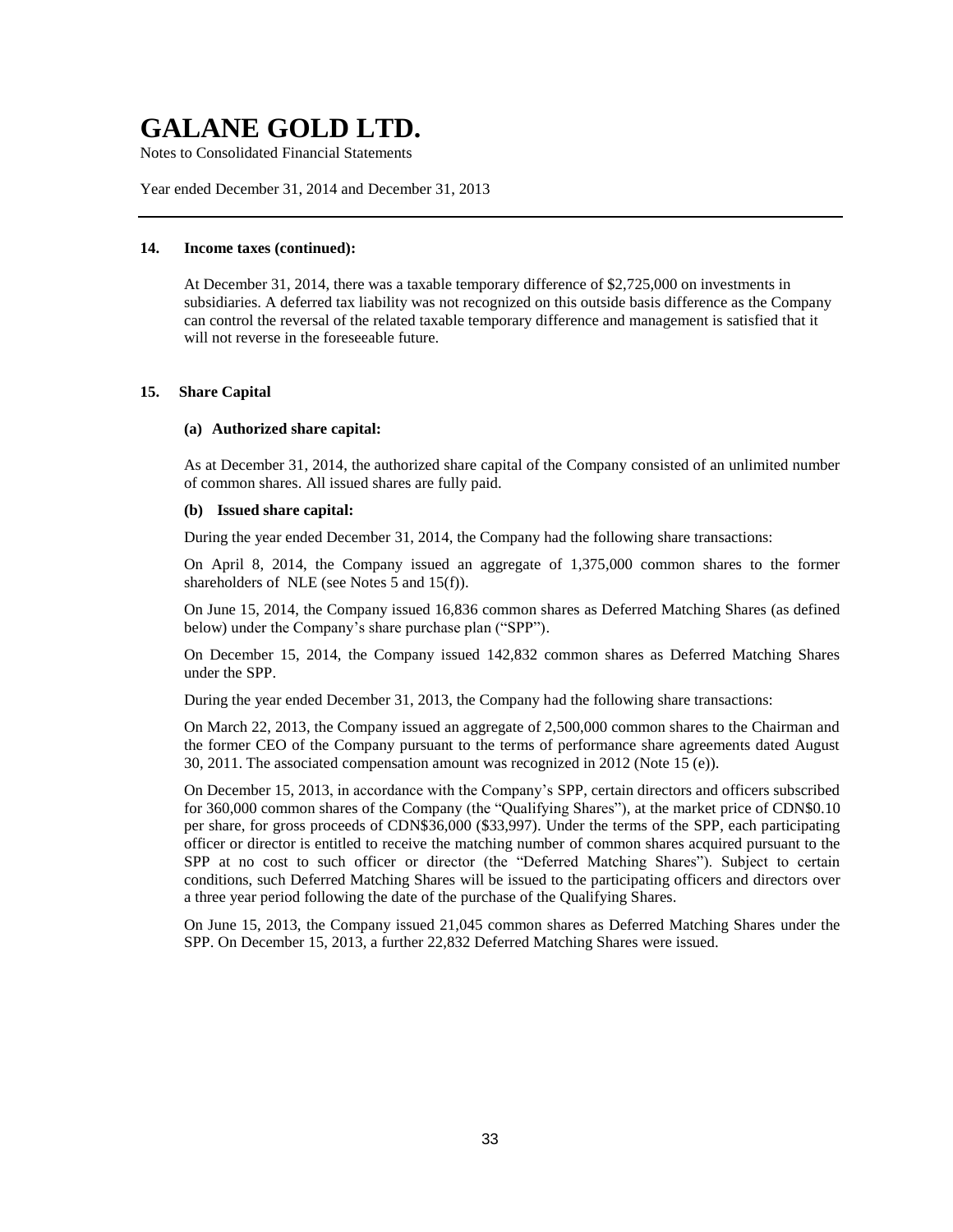### 14. Income taxes (continued):

At December 31, 2014, there was a taxable temporary difference of $2,725,000 on investments in subsidiaries. A deferred tax liability was not recognized on this outside basis difference as the Company can control the reversal of the related taxable temporary difference and management is satisfied that it will not reverse in the foreseeable future.

### 15. Share Capital

#### (a) Authorized share capital:

As at December 31, 2014, the authorized share capital of the Company consisted of an unlimited number of common shares. All issued shares are fully paid.

#### (b) Issued share capital:

During the year ended December 31, 2014, the Company had the following share transactions:

On April 8, 2014, the Company issued an aggregate of 1,375,000 common shares to the former shareholders of NLE (see Notes 5 and 15(f)).

On June 15, 2014, the Company issued 16,836 common shares as Deferred Matching Shares (as defined below) under the Company's share purchase plan ("SPP").

On December 15, 2014, the Company issued 142,832 common shares as Deferred Matching Shares under the SPP.

During the year ended December 31, 2013, the Company had the following share transactions:

On March 22, 2013, the Company issued an aggregate of 2,500,000 common shares to the Chairman and the former CEO of the Company pursuant to the terms of performance share agreements dated August 30, 2011. The associated compensation amount was recognized in 2012 (Note 15 (e)).

On December 15, 2013, in accordance with the Company's SPP, certain directors and officers subscribed for 360,000 common shares of the Company (the "Qualifying Shares"), at the market price of CDN$0.10 per share, for gross proceeds of CDN$36,000 ($33,997). Under the terms of the SPP, each participating officer or director is entitled to receive the matching number of common shares acquired pursuant to the SPP at no cost to such officer or director (the "Deferred Matching Shares"). Subject to certain conditions, such Deferred Matching Shares will be issued to the participating officers and directors over a three year period following the date of the purchase of the Qualifying Shares.

On June 15, 2013, the Company issued 21,045 common shares as Deferred Matching Shares under the SPP. On December 15, 2013, a further 22,832 Deferred Matching Shares were issued.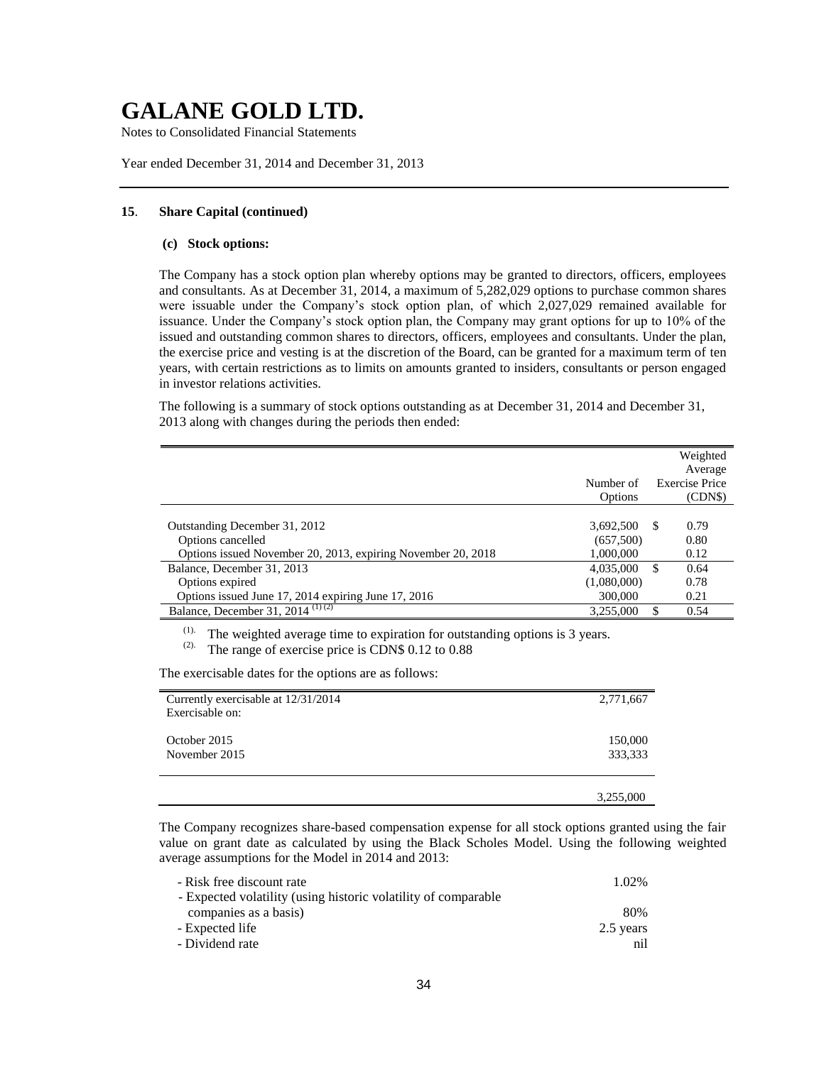# GALANE GOLD LTD.

Notes to Consolidated Financial Statements

Year ended December 31, 2014 and December 31, 2013

## 15. Share Capital (continued)

### (c) Stock options:

The Company has a stock option plan whereby options may be granted to directors, officers, employees and consultants. As at December 31, 2014, a maximum of 5,282,029 options to purchase common shares were issuable under the Company's stock option plan, of which 2,027,029 remained available for issuance. Under the Company's stock option plan, the Company may grant options for up to 10% of the issued and outstanding common shares to directors, officers, employees and consultants. Under the plan, the exercise price and vesting is at the discretion of the Board, can be granted for a maximum term of ten years, with certain restrictions as to limits on amounts granted to insiders, consultants or person engaged in investor relations activities.

The following is a summary of stock options outstanding as at December 31, 2014 and December 31, 2013 along with changes during the periods then ended:

| | Number of Options | Weighted Average Exercise Price (CDN$) |
|---|---|---|
| Outstanding December 31, 2012 | 3,692,500 | $ 0.79 |
| Options cancelled | (657,500) | 0.80 |
| Options issued November 20, 2013, expiring November 20, 2018 | 1,000,000 | 0.12 |
| Balance, December 31, 2013 | 4,035,000 | $ 0.64 |
| Options expired | (1,080,000) | 0.78 |
| Options issued June 17, 2014 expiring June 17, 2016 | 300,000 | 0.21 |
| Balance, December 31, 2014 (1) (2) | 3,255,000 | $ 0.54 |

(1). The weighted average time to expiration for outstanding options is 3 years.
(2). The range of exercise price is CDN$ 0.12 to 0.88

The exercisable dates for the options are as follows:

| | |
|---|---|
| Currently exercisable at 12/31/2014 | 2,771,667 |
| Exercisable on: | |
| October 2015 | 150,000 |
| November 2015 | 333,333 |
| | 3,255,000 |

The Company recognizes share-based compensation expense for all stock options granted using the fair value on grant date as calculated by using the Black Scholes Model. Using the following weighted average assumptions for the Model in 2014 and 2013:

| | |
|---|---|
| - Risk free discount rate | 1.02% |
| - Expected volatility (using historic volatility of comparable companies as a basis) | 80% |
| - Expected life | 2.5 years |
| - Dividend rate | nil |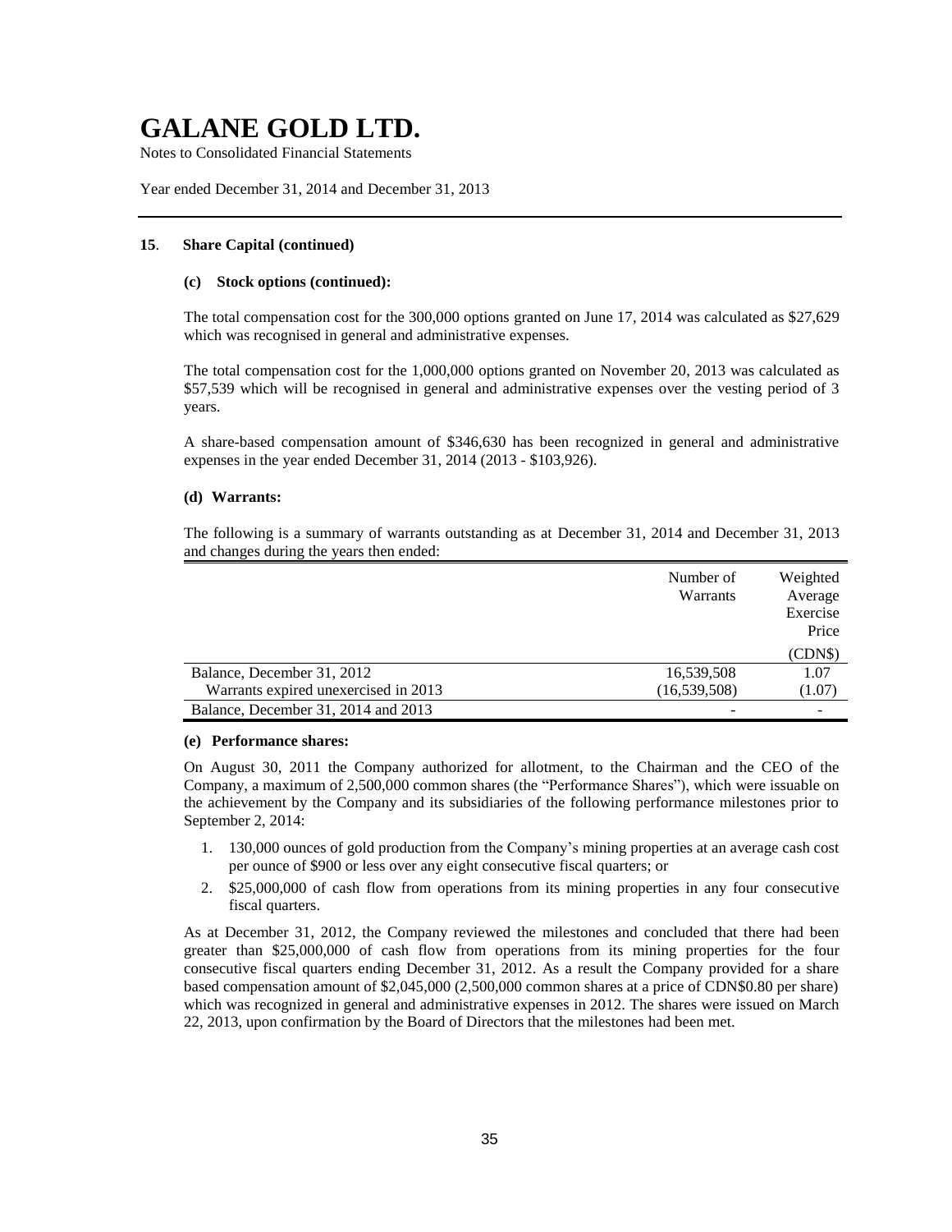# GALANE GOLD LTD.

Notes to Consolidated Financial Statements

Year ended December 31, 2014 and December 31, 2013

**15. Share Capital (continued)**

**(c) Stock options (continued):**

The total compensation cost for the 300,000 options granted on June 17, 2014 was calculated as $27,629 which was recognised in general and administrative expenses.

The total compensation cost for the 1,000,000 options granted on November 20, 2013 was calculated as $57,539 which will be recognised in general and administrative expenses over the vesting period of 3 years.

A share-based compensation amount of $346,630 has been recognized in general and administrative expenses in the year ended December 31, 2014 (2013 - $103,926).

**(d) Warrants:**

The following is a summary of warrants outstanding as at December 31, 2014 and December 31, 2013 and changes during the years then ended:

| | Number of Warrants | Weighted Average Exercise Price |
|---|---|---|
| | | (CDN$) |
| Balance, December 31, 2012 | 16,539,508 | 1.07 |
| Warrants expired unexercised in 2013 | (16,539,508) | (1.07) |
| Balance, December 31, 2014 and 2013 | - | - |

**(e) Performance shares:**

On August 30, 2011 the Company authorized for allotment, to the Chairman and the CEO of the Company, a maximum of 2,500,000 common shares (the "Performance Shares"), which were issuable on the achievement by the Company and its subsidiaries of the following performance milestones prior to September 2, 2014:

1. 130,000 ounces of gold production from the Company's mining properties at an average cash cost per ounce of $900 or less over any eight consecutive fiscal quarters; or
2. $25,000,000 of cash flow from operations from its mining properties in any four consecutive fiscal quarters.

As at December 31, 2012, the Company reviewed the milestones and concluded that there had been greater than $25,000,000 of cash flow from operations from its mining properties for the four consecutive fiscal quarters ending December 31, 2012. As a result the Company provided for a share based compensation amount of $2,045,000 (2,500,000 common shares at a price of CDN$0.80 per share) which was recognized in general and administrative expenses in 2012. The shares were issued on March 22, 2013, upon confirmation by the Board of Directors that the milestones had been met.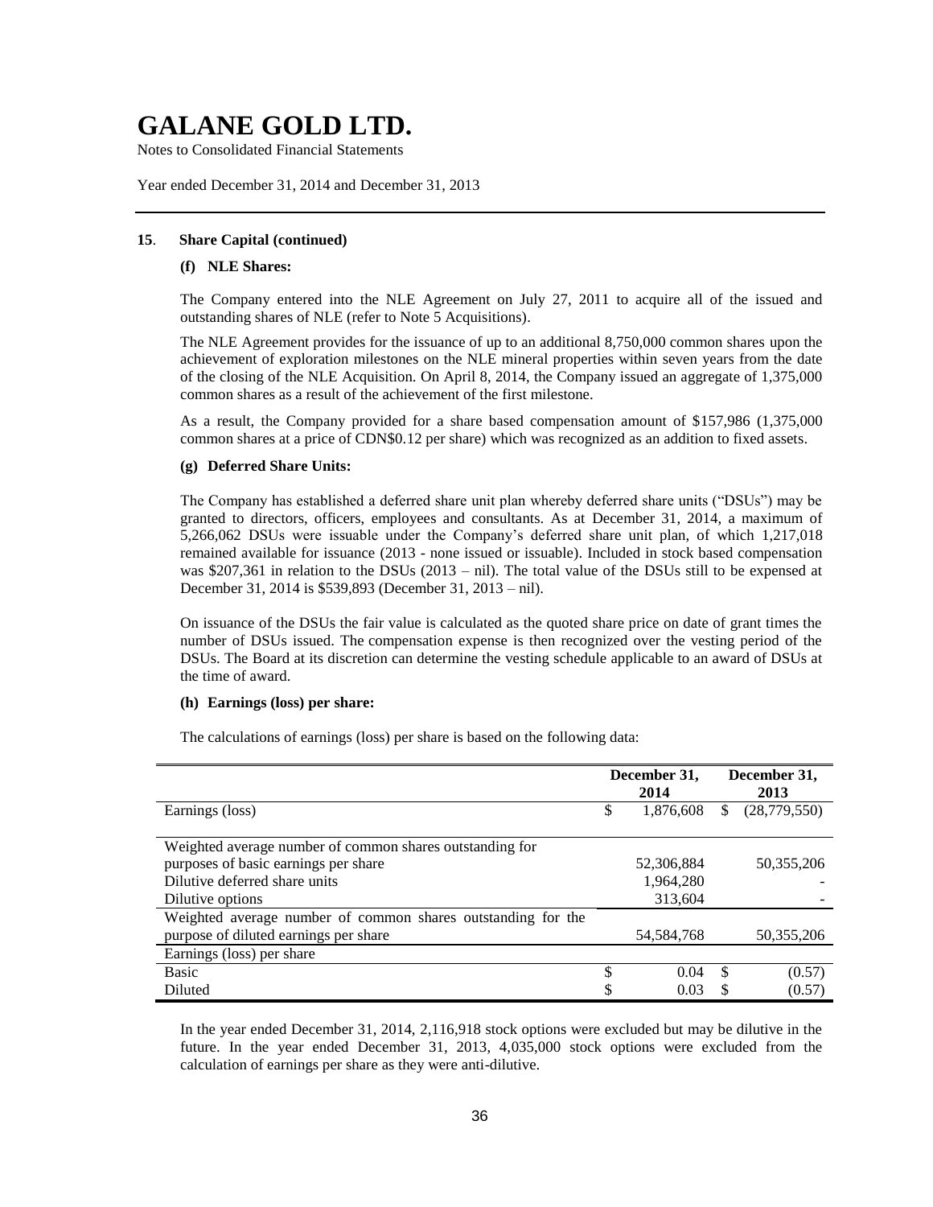# GALANE GOLD LTD.

Notes to Consolidated Financial Statements

Year ended December 31, 2014 and December 31, 2013

**15. Share Capital (continued)**

**(f) NLE Shares:**

The Company entered into the NLE Agreement on July 27, 2011 to acquire all of the issued and outstanding shares of NLE (refer to Note 5 Acquisitions).

The NLE Agreement provides for the issuance of up to an additional 8,750,000 common shares upon the achievement of exploration milestones on the NLE mineral properties within seven years from the date of the closing of the NLE Acquisition. On April 8, 2014, the Company issued an aggregate of 1,375,000 common shares as a result of the achievement of the first milestone.

As a result, the Company provided for a share based compensation amount of $157,986 (1,375,000 common shares at a price of CDN$0.12 per share) which was recognized as an addition to fixed assets.

**(g) Deferred Share Units:**

The Company has established a deferred share unit plan whereby deferred share units ("DSUs") may be granted to directors, officers, employees and consultants. As at December 31, 2014, a maximum of 5,266,062 DSUs were issuable under the Company's deferred share unit plan, of which 1,217,018 remained available for issuance (2013 - none issued or issuable). Included in stock based compensation was $207,361 in relation to the DSUs (2013 – nil). The total value of the DSUs still to be expensed at December 31, 2014 is $539,893 (December 31, 2013 – nil).

On issuance of the DSUs the fair value is calculated as the quoted share price on date of grant times the number of DSUs issued. The compensation expense is then recognized over the vesting period of the DSUs. The Board at its discretion can determine the vesting schedule applicable to an award of DSUs at the time of award.

**(h) Earnings (loss) per share:**

The calculations of earnings (loss) per share is based on the following data:

| | December 31, 2014 | December 31, 2013 |
|---|---|---|
| Earnings (loss) | $ 1,876,608 | $ (28,779,550) |
| Weighted average number of common shares outstanding for purposes of basic earnings per share | 52,306,884 | 50,355,206 |
| Dilutive deferred share units | 1,964,280 | - |
| Dilutive options | 313,604 | - |
| Weighted average number of common shares outstanding for the purpose of diluted earnings per share | 54,584,768 | 50,355,206 |
| Earnings (loss) per share | | |
| Basic | $ 0.04 | $ (0.57) |
| Diluted | $ 0.03 | $ (0.57) |

In the year ended December 31, 2014, 2,116,918 stock options were excluded but may be dilutive in the future. In the year ended December 31, 2013, 4,035,000 stock options were excluded from the calculation of earnings per share as they were anti-dilutive.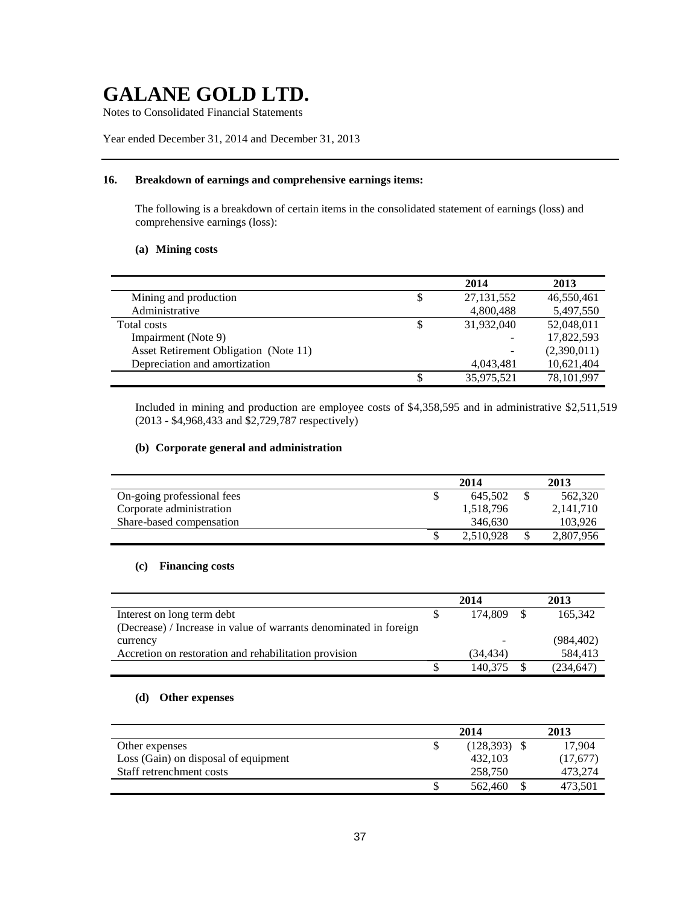# GALANE GOLD LTD.

Notes to Consolidated Financial Statements

Year ended December 31, 2014 and December 31, 2013

## 16. Breakdown of earnings and comprehensive earnings items:

The following is a breakdown of certain items in the consolidated statement of earnings (loss) and comprehensive earnings (loss):

### (a) Mining costs

| | | 2014 | 2013 |
|---|---|---|---|
| Mining and production | $ | 27,131,552 | 46,550,461 |
| Administrative | | 4,800,488 | 5,497,550 |
| Total costs | $ | 31,932,040 | 52,048,011 |
| Impairment (Note 9) | | - | 17,822,593 |
| Asset Retirement Obligation (Note 11) | | - | (2,390,011) |
| Depreciation and amortization | | 4,043,481 | 10,621,404 |
| | $ | 35,975,521 | 78,101,997 |

Included in mining and production are employee costs of $4,358,595 and in administrative $2,511,519 (2013 - $4,968,433 and $2,729,787 respectively)

### (b) Corporate general and administration

| | | 2014 | | 2013 |
|---|---|---|---|---|
| On-going professional fees | $ | 645,502 | $ | 562,320 |
| Corporate administration | | 1,518,796 | | 2,141,710 |
| Share-based compensation | | 346,630 | | 103,926 |
| | $ | 2,510,928 | $ | 2,807,956 |

### (c) Financing costs

| | | 2014 | | 2013 |
|---|---|---|---|---|
| Interest on long term debt | $ | 174,809 | $ | 165,342 |
| (Decrease) / Increase in value of warrants denominated in foreign currency | | - | | (984,402) |
| Accretion on restoration and rehabilitation provision | | (34,434) | | 584,413 |
| | $ | 140,375 | $ | (234,647) |

### (d) Other expenses

| | | 2014 | | 2013 |
|---|---|---|---|---|
| Other expenses | $ | (128,393) | $ | 17,904 |
| Loss (Gain) on disposal of equipment | | 432,103 | | (17,677) |
| Staff retrenchment costs | | 258,750 | | 473,274 |
| | $ | 562,460 | $ | 473,501 |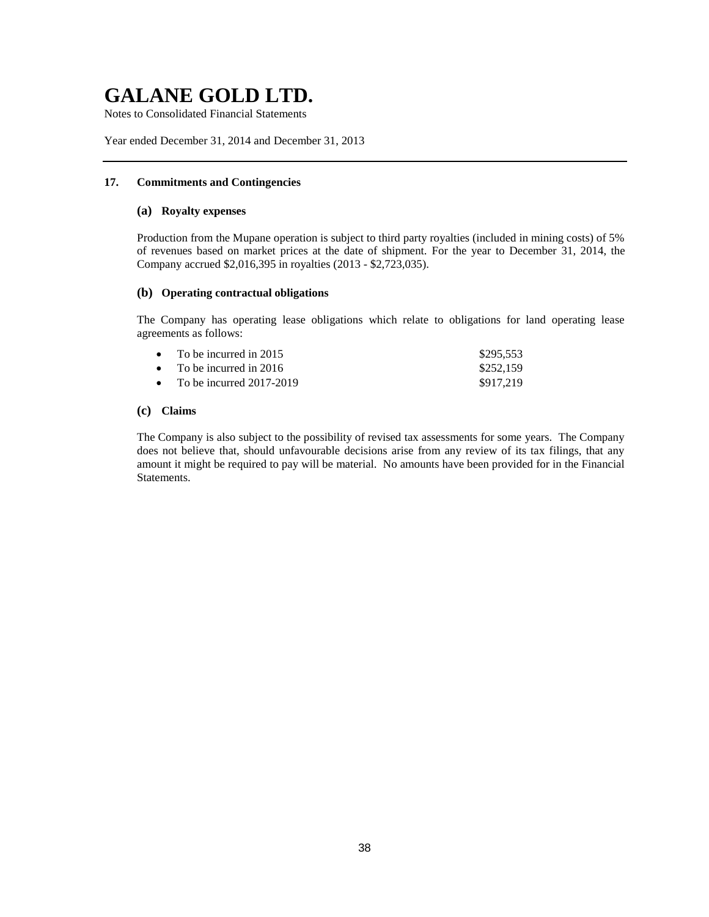# GALANE GOLD LTD.

Notes to Consolidated Financial Statements

Year ended December 31, 2014 and December 31, 2013

---

## 17. Commitments and Contingencies

### (a) Royalty expenses

Production from the Mupane operation is subject to third party royalties (included in mining costs) of 5% of revenues based on market prices at the date of shipment. For the year to December 31, 2014, the Company accrued $2,016,395 in royalties (2013 - $2,723,035).

### (b) Operating contractual obligations

The Company has operating lease obligations which relate to obligations for land operating lease agreements as follows:

- To be incurred in 2015 $295,553
- To be incurred in 2016 $252,159
- To be incurred 2017-2019 $917,219

### (c) Claims

The Company is also subject to the possibility of revised tax assessments for some years. The Company does not believe that, should unfavourable decisions arise from any review of its tax filings, that any amount it might be required to pay will be material. No amounts have been provided for in the Financial Statements.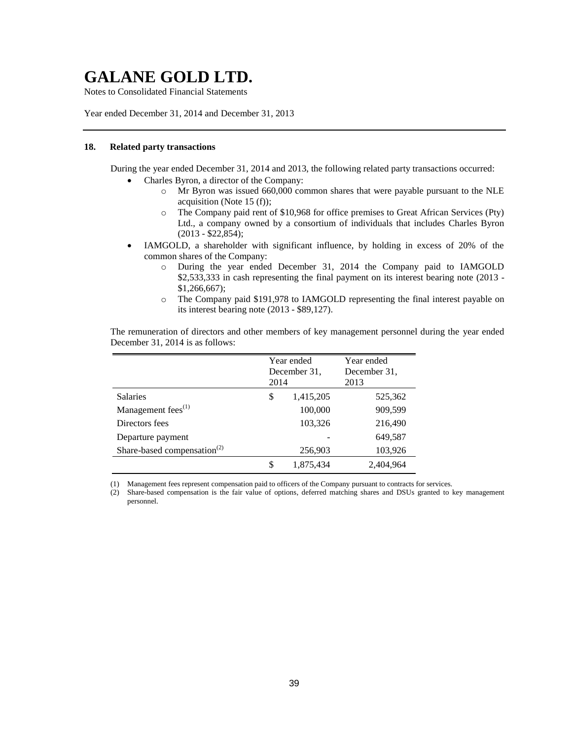# GALANE GOLD LTD.

Notes to Consolidated Financial Statements

Year ended December 31, 2014 and December 31, 2013

## 18. Related party transactions

During the year ended December 31, 2014 and 2013, the following related party transactions occurred:

- Charles Byron, a director of the Company:
  - Mr Byron was issued 660,000 common shares that were payable pursuant to the NLE acquisition (Note 15 (f));
  - The Company paid rent of \$10,968 for office premises to Great African Services (Pty) Ltd., a company owned by a consortium of individuals that includes Charles Byron (2013 - \$22,854);
- IAMGOLD, a shareholder with significant influence, by holding in excess of 20% of the common shares of the Company:
  - During the year ended December 31, 2014 the Company paid to IAMGOLD \$2,533,333 in cash representing the final payment on its interest bearing note (2013 - \$1,266,667);
  - The Company paid \$191,978 to IAMGOLD representing the final interest payable on its interest bearing note (2013 - \$89,127).

The remuneration of directors and other members of key management personnel during the year ended December 31, 2014 is as follows:

| | Year ended December 31, 2014 | Year ended December 31, 2013 |
|---|---|---|
| Salaries | \$ 1,415,205 | 525,362 |
| Management fees[(1)] | 100,000 | 909,599 |
| Directors fees | 103,326 | 216,490 |
| Departure payment | - | 649,587 |
| Share-based compensation[(2)] | 256,903 | 103,926 |
| | \$ 1,875,434 | 2,404,964 |

(1) Management fees represent compensation paid to officers of the Company pursuant to contracts for services.

(2) Share-based compensation is the fair value of options, deferred matching shares and DSUs granted to key management personnel.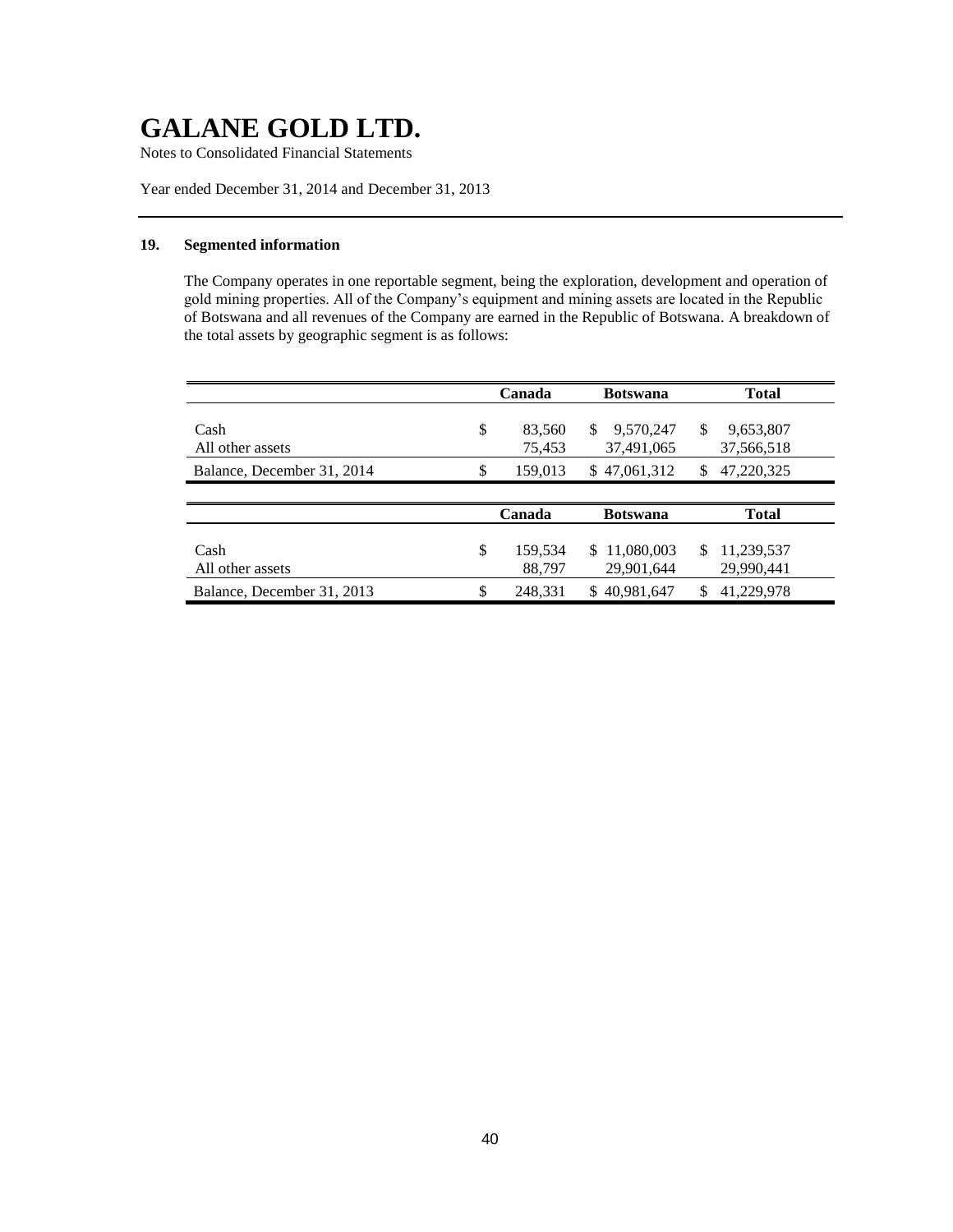# GALANE GOLD LTD.

Notes to Consolidated Financial Statements

Year ended December 31, 2014 and December 31, 2013

## 19. Segmented information

The Company operates in one reportable segment, being the exploration, development and operation of gold mining properties. All of the Company's equipment and mining assets are located in the Republic of Botswana and all revenues of the Company are earned in the Republic of Botswana. A breakdown of the total assets by geographic segment is as follows:

| | Canada | Botswana | Total |
|---|---|---|---|
| Cash | $ 83,560 | $ 9,570,247 | $ 9,653,807 |
| All other assets | 75,453 | 37,491,065 | 37,566,518 |
| Balance, December 31, 2014 | $ 159,013 | $ 47,061,312 | $ 47,220,325 |

| | Canada | Botswana | Total |
|---|---|---|---|
| Cash | $ 159,534 | $ 11,080,003 | $ 11,239,537 |
| All other assets | 88,797 | 29,901,644 | 29,990,441 |
| Balance, December 31, 2013 | $ 248,331 | $ 40,981,647 | $ 41,229,978 |